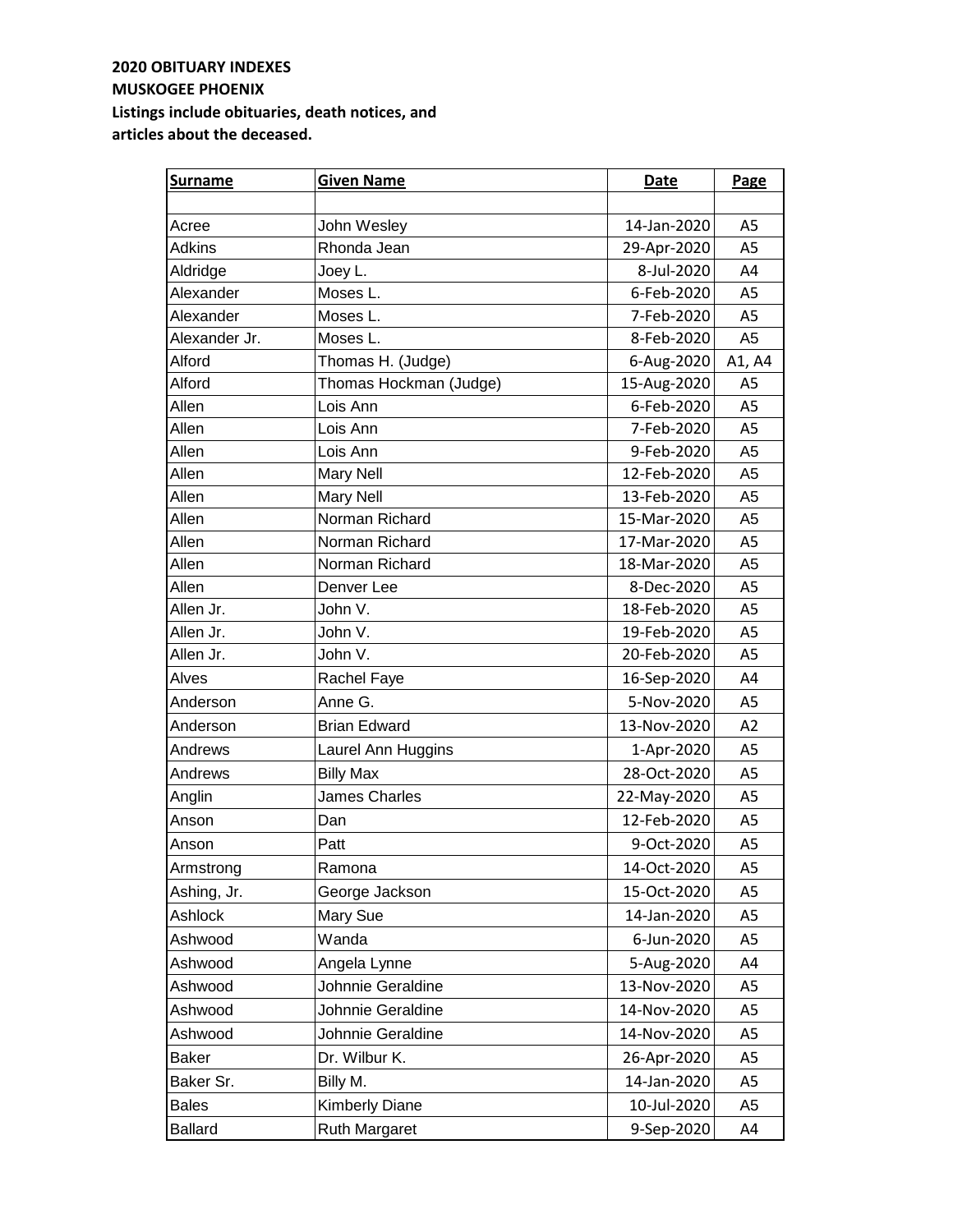**2020 OBITUARY INDEXES**
**MUSKOGEE PHOENIX**
**Listings include obituaries, death notices, and articles about the deceased.**

| Surname | Given Name | Date | Page |
|---|---|---|---|
| | | | |
| Acree | John Wesley | 14-Jan-2020 | A5 |
| Adkins | Rhonda Jean | 29-Apr-2020 | A5 |
| Aldridge | Joey L. | 8-Jul-2020 | A4 |
| Alexander | Moses L. | 6-Feb-2020 | A5 |
| Alexander | Moses L. | 7-Feb-2020 | A5 |
| Alexander Jr. | Moses L. | 8-Feb-2020 | A5 |
| Alford | Thomas H. (Judge) | 6-Aug-2020 | A1, A4 |
| Alford | Thomas Hockman (Judge) | 15-Aug-2020 | A5 |
| Allen | Lois Ann | 6-Feb-2020 | A5 |
| Allen | Lois Ann | 7-Feb-2020 | A5 |
| Allen | Lois Ann | 9-Feb-2020 | A5 |
| Allen | Mary Nell | 12-Feb-2020 | A5 |
| Allen | Mary Nell | 13-Feb-2020 | A5 |
| Allen | Norman Richard | 15-Mar-2020 | A5 |
| Allen | Norman Richard | 17-Mar-2020 | A5 |
| Allen | Norman Richard | 18-Mar-2020 | A5 |
| Allen | Denver Lee | 8-Dec-2020 | A5 |
| Allen Jr. | John V. | 18-Feb-2020 | A5 |
| Allen Jr. | John V. | 19-Feb-2020 | A5 |
| Allen Jr. | John V. | 20-Feb-2020 | A5 |
| Alves | Rachel Faye | 16-Sep-2020 | A4 |
| Anderson | Anne G. | 5-Nov-2020 | A5 |
| Anderson | Brian Edward | 13-Nov-2020 | A2 |
| Andrews | Laurel Ann Huggins | 1-Apr-2020 | A5 |
| Andrews | Billy Max | 28-Oct-2020 | A5 |
| Anglin | James Charles | 22-May-2020 | A5 |
| Anson | Dan | 12-Feb-2020 | A5 |
| Anson | Patt | 9-Oct-2020 | A5 |
| Armstrong | Ramona | 14-Oct-2020 | A5 |
| Ashing, Jr. | George Jackson | 15-Oct-2020 | A5 |
| Ashlock | Mary Sue | 14-Jan-2020 | A5 |
| Ashwood | Wanda | 6-Jun-2020 | A5 |
| Ashwood | Angela Lynne | 5-Aug-2020 | A4 |
| Ashwood | Johnnie Geraldine | 13-Nov-2020 | A5 |
| Ashwood | Johnnie Geraldine | 14-Nov-2020 | A5 |
| Ashwood | Johnnie Geraldine | 14-Nov-2020 | A5 |
| Baker | Dr. Wilbur K. | 26-Apr-2020 | A5 |
| Baker Sr. | Billy M. | 14-Jan-2020 | A5 |
| Bales | Kimberly Diane | 10-Jul-2020 | A5 |
| Ballard | Ruth Margaret | 9-Sep-2020 | A4 |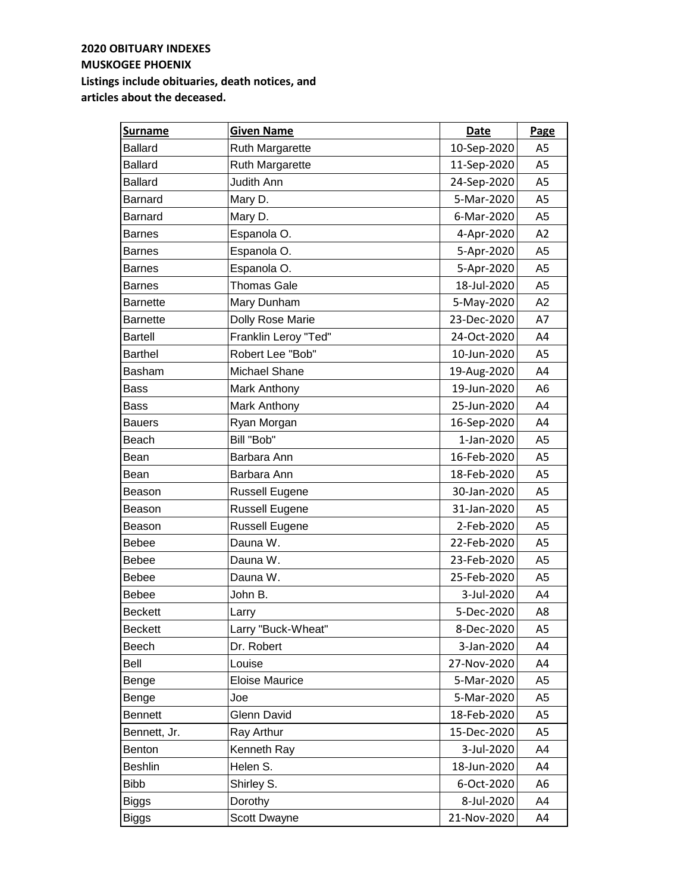**2020 OBITUARY INDEXES**
**MUSKOGEE PHOENIX**
**Listings include obituaries, death notices, and articles about the deceased.**

| Surname | Given Name | Date | Page |
|---|---|---|---|
| Ballard | Ruth Margarette | 10-Sep-2020 | A5 |
| Ballard | Ruth Margarette | 11-Sep-2020 | A5 |
| Ballard | Judith Ann | 24-Sep-2020 | A5 |
| Barnard | Mary D. | 5-Mar-2020 | A5 |
| Barnard | Mary D. | 6-Mar-2020 | A5 |
| Barnes | Espanola O. | 4-Apr-2020 | A2 |
| Barnes | Espanola O. | 5-Apr-2020 | A5 |
| Barnes | Espanola O. | 5-Apr-2020 | A5 |
| Barnes | Thomas Gale | 18-Jul-2020 | A5 |
| Barnette | Mary Dunham | 5-May-2020 | A2 |
| Barnette | Dolly Rose Marie | 23-Dec-2020 | A7 |
| Bartell | Franklin Leroy "Ted" | 24-Oct-2020 | A4 |
| Barthel | Robert Lee "Bob" | 10-Jun-2020 | A5 |
| Basham | Michael Shane | 19-Aug-2020 | A4 |
| Bass | Mark Anthony | 19-Jun-2020 | A6 |
| Bass | Mark Anthony | 25-Jun-2020 | A4 |
| Bauers | Ryan Morgan | 16-Sep-2020 | A4 |
| Beach | Bill "Bob" | 1-Jan-2020 | A5 |
| Bean | Barbara Ann | 16-Feb-2020 | A5 |
| Bean | Barbara Ann | 18-Feb-2020 | A5 |
| Beason | Russell Eugene | 30-Jan-2020 | A5 |
| Beason | Russell Eugene | 31-Jan-2020 | A5 |
| Beason | Russell Eugene | 2-Feb-2020 | A5 |
| Bebee | Dauna W. | 22-Feb-2020 | A5 |
| Bebee | Dauna W. | 23-Feb-2020 | A5 |
| Bebee | Dauna W. | 25-Feb-2020 | A5 |
| Bebee | John B. | 3-Jul-2020 | A4 |
| Beckett | Larry | 5-Dec-2020 | A8 |
| Beckett | Larry "Buck-Wheat" | 8-Dec-2020 | A5 |
| Beech | Dr. Robert | 3-Jan-2020 | A4 |
| Bell | Louise | 27-Nov-2020 | A4 |
| Benge | Eloise Maurice | 5-Mar-2020 | A5 |
| Benge | Joe | 5-Mar-2020 | A5 |
| Bennett | Glenn David | 18-Feb-2020 | A5 |
| Bennett, Jr. | Ray Arthur | 15-Dec-2020 | A5 |
| Benton | Kenneth Ray | 3-Jul-2020 | A4 |
| Beshlin | Helen S. | 18-Jun-2020 | A4 |
| Bibb | Shirley S. | 6-Oct-2020 | A6 |
| Biggs | Dorothy | 8-Jul-2020 | A4 |
| Biggs | Scott Dwayne | 21-Nov-2020 | A4 |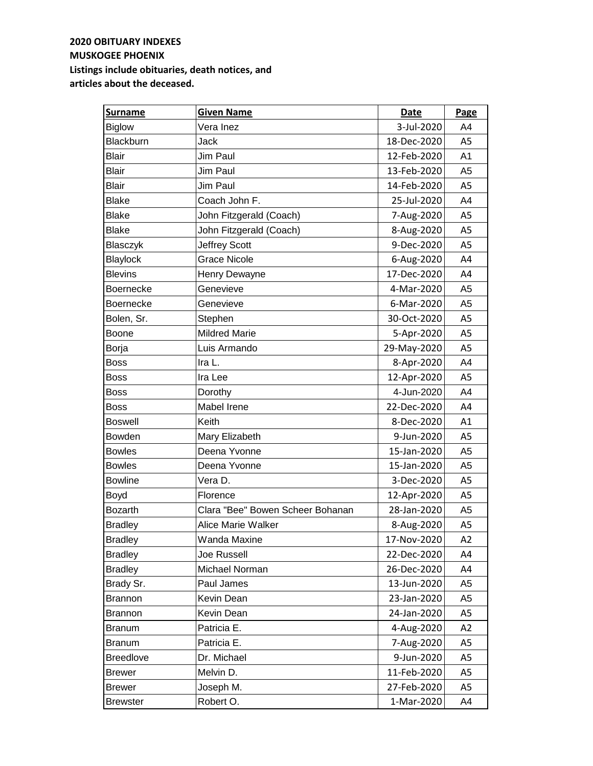**2020 OBITUARY INDEXES**
**MUSKOGEE PHOENIX**
**Listings include obituaries, death notices, and articles about the deceased.**

| Surname | Given Name | Date | Page |
|---|---|---|---|
| Biglow | Vera Inez | 3-Jul-2020 | A4 |
| Blackburn | Jack | 18-Dec-2020 | A5 |
| Blair | Jim Paul | 12-Feb-2020 | A1 |
| Blair | Jim Paul | 13-Feb-2020 | A5 |
| Blair | Jim Paul | 14-Feb-2020 | A5 |
| Blake | Coach John F. | 25-Jul-2020 | A4 |
| Blake | John Fitzgerald (Coach) | 7-Aug-2020 | A5 |
| Blake | John Fitzgerald (Coach) | 8-Aug-2020 | A5 |
| Blasczyk | Jeffrey Scott | 9-Dec-2020 | A5 |
| Blaylock | Grace Nicole | 6-Aug-2020 | A4 |
| Blevins | Henry Dewayne | 17-Dec-2020 | A4 |
| Boernecke | Genevieve | 4-Mar-2020 | A5 |
| Boernecke | Genevieve | 6-Mar-2020 | A5 |
| Bolen, Sr. | Stephen | 30-Oct-2020 | A5 |
| Boone | Mildred Marie | 5-Apr-2020 | A5 |
| Borja | Luis Armando | 29-May-2020 | A5 |
| Boss | Ira L. | 8-Apr-2020 | A4 |
| Boss | Ira Lee | 12-Apr-2020 | A5 |
| Boss | Dorothy | 4-Jun-2020 | A4 |
| Boss | Mabel Irene | 22-Dec-2020 | A4 |
| Boswell | Keith | 8-Dec-2020 | A1 |
| Bowden | Mary Elizabeth | 9-Jun-2020 | A5 |
| Bowles | Deena Yvonne | 15-Jan-2020 | A5 |
| Bowles | Deena Yvonne | 15-Jan-2020 | A5 |
| Bowline | Vera D. | 3-Dec-2020 | A5 |
| Boyd | Florence | 12-Apr-2020 | A5 |
| Bozarth | Clara "Bee" Bowen Scheer Bohanan | 28-Jan-2020 | A5 |
| Bradley | Alice Marie Walker | 8-Aug-2020 | A5 |
| Bradley | Wanda Maxine | 17-Nov-2020 | A2 |
| Bradley | Joe Russell | 22-Dec-2020 | A4 |
| Bradley | Michael Norman | 26-Dec-2020 | A4 |
| Brady Sr. | Paul James | 13-Jun-2020 | A5 |
| Brannon | Kevin Dean | 23-Jan-2020 | A5 |
| Brannon | Kevin Dean | 24-Jan-2020 | A5 |
| Branum | Patricia E. | 4-Aug-2020 | A2 |
| Branum | Patricia E. | 7-Aug-2020 | A5 |
| Breedlove | Dr. Michael | 9-Jun-2020 | A5 |
| Brewer | Melvin D. | 11-Feb-2020 | A5 |
| Brewer | Joseph M. | 27-Feb-2020 | A5 |
| Brewster | Robert O. | 1-Mar-2020 | A4 |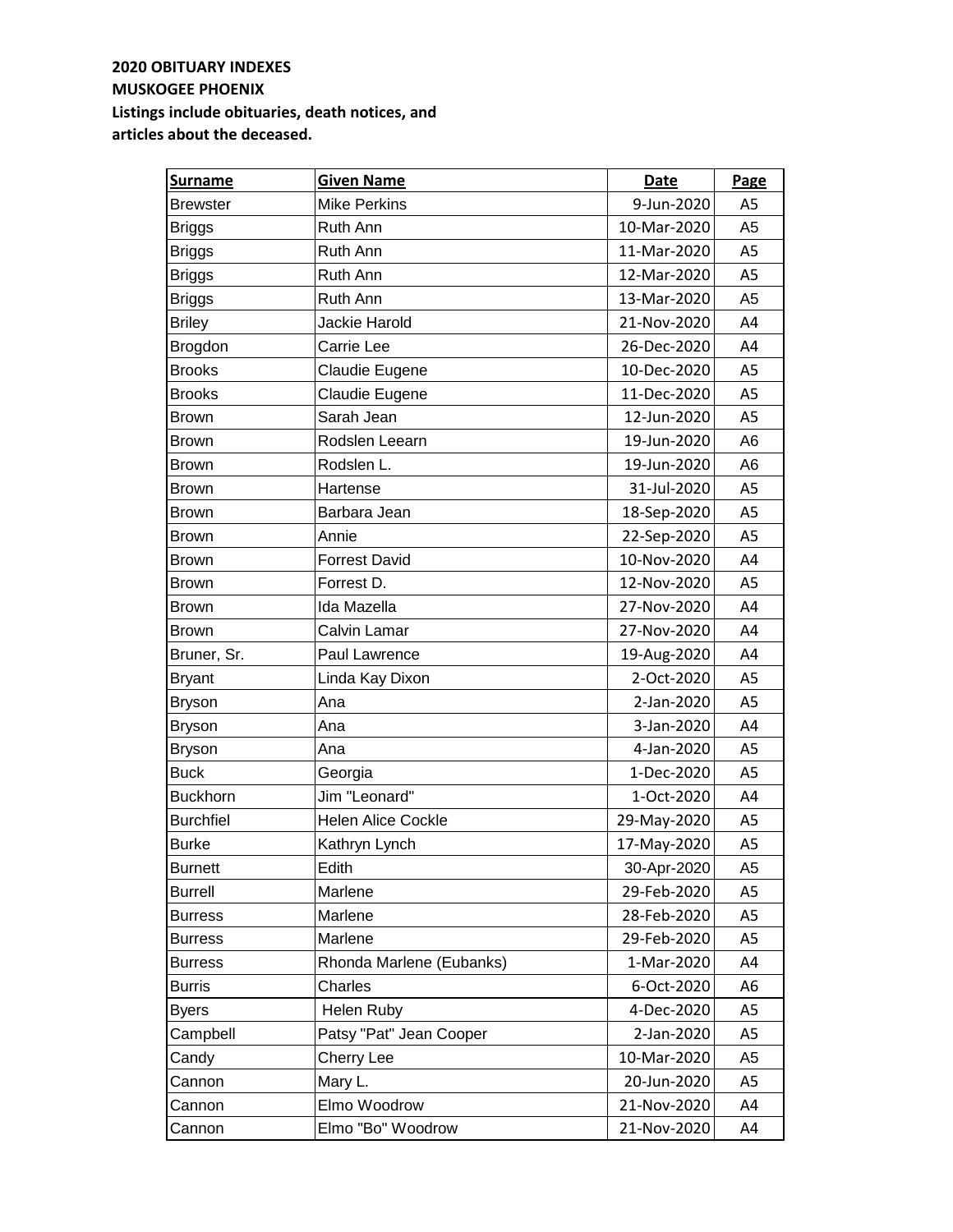**2020 OBITUARY INDEXES**
**MUSKOGEE PHOENIX**
**Listings include obituaries, death notices, and articles about the deceased.**

| Surname | Given Name | Date | Page |
|---|---|---|---|
| Brewster | Mike Perkins | 9-Jun-2020 | A5 |
| Briggs | Ruth Ann | 10-Mar-2020 | A5 |
| Briggs | Ruth Ann | 11-Mar-2020 | A5 |
| Briggs | Ruth Ann | 12-Mar-2020 | A5 |
| Briggs | Ruth Ann | 13-Mar-2020 | A5 |
| Briley | Jackie Harold | 21-Nov-2020 | A4 |
| Brogdon | Carrie Lee | 26-Dec-2020 | A4 |
| Brooks | Claudie Eugene | 10-Dec-2020 | A5 |
| Brooks | Claudie Eugene | 11-Dec-2020 | A5 |
| Brown | Sarah Jean | 12-Jun-2020 | A5 |
| Brown | Rodslen Leearn | 19-Jun-2020 | A6 |
| Brown | Rodslen L. | 19-Jun-2020 | A6 |
| Brown | Hartense | 31-Jul-2020 | A5 |
| Brown | Barbara Jean | 18-Sep-2020 | A5 |
| Brown | Annie | 22-Sep-2020 | A5 |
| Brown | Forrest David | 10-Nov-2020 | A4 |
| Brown | Forrest D. | 12-Nov-2020 | A5 |
| Brown | Ida Mazella | 27-Nov-2020 | A4 |
| Brown | Calvin Lamar | 27-Nov-2020 | A4 |
| Bruner, Sr. | Paul Lawrence | 19-Aug-2020 | A4 |
| Bryant | Linda Kay Dixon | 2-Oct-2020 | A5 |
| Bryson | Ana | 2-Jan-2020 | A5 |
| Bryson | Ana | 3-Jan-2020 | A4 |
| Bryson | Ana | 4-Jan-2020 | A5 |
| Buck | Georgia | 1-Dec-2020 | A5 |
| Buckhorn | Jim "Leonard" | 1-Oct-2020 | A4 |
| Burchfiel | Helen Alice Cockle | 29-May-2020 | A5 |
| Burke | Kathryn Lynch | 17-May-2020 | A5 |
| Burnett | Edith | 30-Apr-2020 | A5 |
| Burrell | Marlene | 29-Feb-2020 | A5 |
| Burress | Marlene | 28-Feb-2020 | A5 |
| Burress | Marlene | 29-Feb-2020 | A5 |
| Burress | Rhonda Marlene (Eubanks) | 1-Mar-2020 | A4 |
| Burris | Charles | 6-Oct-2020 | A6 |
| Byers | Helen Ruby | 4-Dec-2020 | A5 |
| Campbell | Patsy "Pat" Jean Cooper | 2-Jan-2020 | A5 |
| Candy | Cherry Lee | 10-Mar-2020 | A5 |
| Cannon | Mary L. | 20-Jun-2020 | A5 |
| Cannon | Elmo Woodrow | 21-Nov-2020 | A4 |
| Cannon | Elmo "Bo" Woodrow | 21-Nov-2020 | A4 |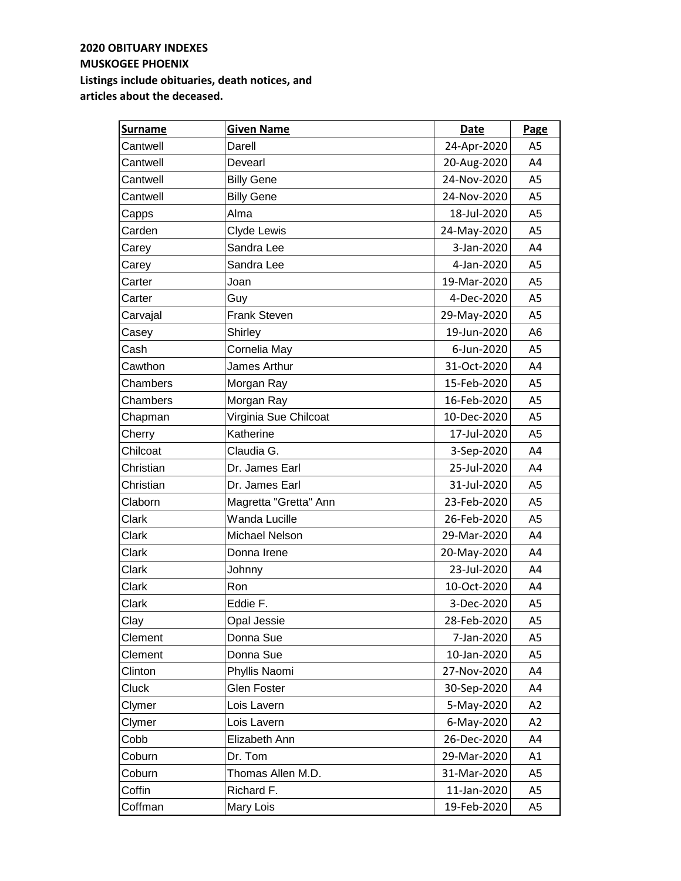**2020 OBITUARY INDEXES**
**MUSKOGEE PHOENIX**
**Listings include obituaries, death notices, and articles about the deceased.**

| Surname | Given Name | Date | Page |
|---|---|---|---|
| Cantwell | Darell | 24-Apr-2020 | A5 |
| Cantwell | Devearl | 20-Aug-2020 | A4 |
| Cantwell | Billy Gene | 24-Nov-2020 | A5 |
| Cantwell | Billy Gene | 24-Nov-2020 | A5 |
| Capps | Alma | 18-Jul-2020 | A5 |
| Carden | Clyde Lewis | 24-May-2020 | A5 |
| Carey | Sandra Lee | 3-Jan-2020 | A4 |
| Carey | Sandra Lee | 4-Jan-2020 | A5 |
| Carter | Joan | 19-Mar-2020 | A5 |
| Carter | Guy | 4-Dec-2020 | A5 |
| Carvajal | Frank Steven | 29-May-2020 | A5 |
| Casey | Shirley | 19-Jun-2020 | A6 |
| Cash | Cornelia May | 6-Jun-2020 | A5 |
| Cawthon | James Arthur | 31-Oct-2020 | A4 |
| Chambers | Morgan Ray | 15-Feb-2020 | A5 |
| Chambers | Morgan Ray | 16-Feb-2020 | A5 |
| Chapman | Virginia Sue Chilcoat | 10-Dec-2020 | A5 |
| Cherry | Katherine | 17-Jul-2020 | A5 |
| Chilcoat | Claudia G. | 3-Sep-2020 | A4 |
| Christian | Dr. James Earl | 25-Jul-2020 | A4 |
| Christian | Dr. James Earl | 31-Jul-2020 | A5 |
| Claborn | Magretta "Gretta" Ann | 23-Feb-2020 | A5 |
| Clark | Wanda Lucille | 26-Feb-2020 | A5 |
| Clark | Michael Nelson | 29-Mar-2020 | A4 |
| Clark | Donna Irene | 20-May-2020 | A4 |
| Clark | Johnny | 23-Jul-2020 | A4 |
| Clark | Ron | 10-Oct-2020 | A4 |
| Clark | Eddie F. | 3-Dec-2020 | A5 |
| Clay | Opal Jessie | 28-Feb-2020 | A5 |
| Clement | Donna Sue | 7-Jan-2020 | A5 |
| Clement | Donna Sue | 10-Jan-2020 | A5 |
| Clinton | Phyllis Naomi | 27-Nov-2020 | A4 |
| Cluck | Glen Foster | 30-Sep-2020 | A4 |
| Clymer | Lois Lavern | 5-May-2020 | A2 |
| Clymer | Lois Lavern | 6-May-2020 | A2 |
| Cobb | Elizabeth Ann | 26-Dec-2020 | A4 |
| Coburn | Dr. Tom | 29-Mar-2020 | A1 |
| Coburn | Thomas Allen M.D. | 31-Mar-2020 | A5 |
| Coffin | Richard F. | 11-Jan-2020 | A5 |
| Coffman | Mary Lois | 19-Feb-2020 | A5 |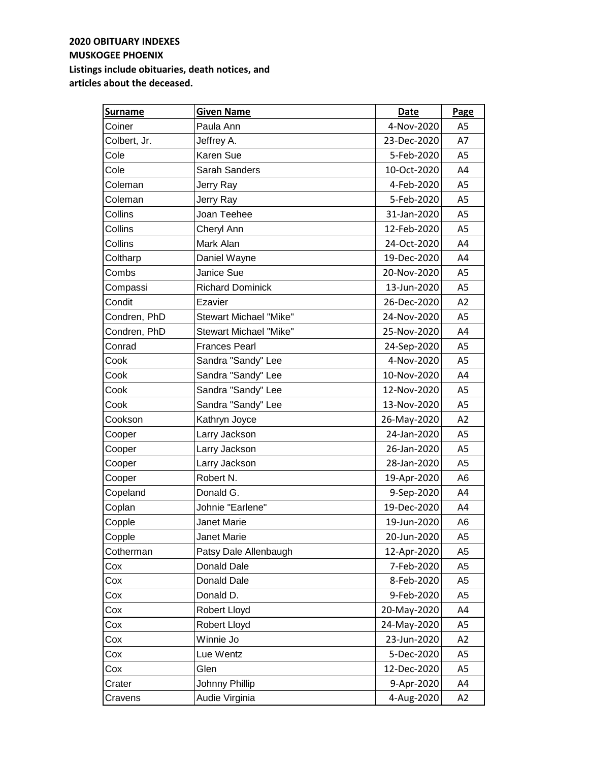**2020 OBITUARY INDEXES**
**MUSKOGEE PHOENIX**
**Listings include obituaries, death notices, and articles about the deceased.**

| Surname | Given Name | Date | Page |
|---|---|---|---|
| Coiner | Paula Ann | 4-Nov-2020 | A5 |
| Colbert, Jr. | Jeffrey A. | 23-Dec-2020 | A7 |
| Cole | Karen Sue | 5-Feb-2020 | A5 |
| Cole | Sarah Sanders | 10-Oct-2020 | A4 |
| Coleman | Jerry Ray | 4-Feb-2020 | A5 |
| Coleman | Jerry Ray | 5-Feb-2020 | A5 |
| Collins | Joan Teehee | 31-Jan-2020 | A5 |
| Collins | Cheryl Ann | 12-Feb-2020 | A5 |
| Collins | Mark Alan | 24-Oct-2020 | A4 |
| Coltharp | Daniel Wayne | 19-Dec-2020 | A4 |
| Combs | Janice Sue | 20-Nov-2020 | A5 |
| Compassi | Richard Dominick | 13-Jun-2020 | A5 |
| Condit | Ezavier | 26-Dec-2020 | A2 |
| Condren, PhD | Stewart Michael "Mike" | 24-Nov-2020 | A5 |
| Condren, PhD | Stewart Michael "Mike" | 25-Nov-2020 | A4 |
| Conrad | Frances Pearl | 24-Sep-2020 | A5 |
| Cook | Sandra "Sandy" Lee | 4-Nov-2020 | A5 |
| Cook | Sandra "Sandy" Lee | 10-Nov-2020 | A4 |
| Cook | Sandra "Sandy" Lee | 12-Nov-2020 | A5 |
| Cook | Sandra "Sandy" Lee | 13-Nov-2020 | A5 |
| Cookson | Kathryn Joyce | 26-May-2020 | A2 |
| Cooper | Larry Jackson | 24-Jan-2020 | A5 |
| Cooper | Larry Jackson | 26-Jan-2020 | A5 |
| Cooper | Larry Jackson | 28-Jan-2020 | A5 |
| Cooper | Robert N. | 19-Apr-2020 | A6 |
| Copeland | Donald G. | 9-Sep-2020 | A4 |
| Coplan | Johnie "Earlene" | 19-Dec-2020 | A4 |
| Copple | Janet Marie | 19-Jun-2020 | A6 |
| Copple | Janet Marie | 20-Jun-2020 | A5 |
| Cotherman | Patsy Dale Allenbaugh | 12-Apr-2020 | A5 |
| Cox | Donald Dale | 7-Feb-2020 | A5 |
| Cox | Donald Dale | 8-Feb-2020 | A5 |
| Cox | Donald D. | 9-Feb-2020 | A5 |
| Cox | Robert Lloyd | 20-May-2020 | A4 |
| Cox | Robert Lloyd | 24-May-2020 | A5 |
| Cox | Winnie Jo | 23-Jun-2020 | A2 |
| Cox | Lue Wentz | 5-Dec-2020 | A5 |
| Cox | Glen | 12-Dec-2020 | A5 |
| Crater | Johnny Phillip | 9-Apr-2020 | A4 |
| Cravens | Audie Virginia | 4-Aug-2020 | A2 |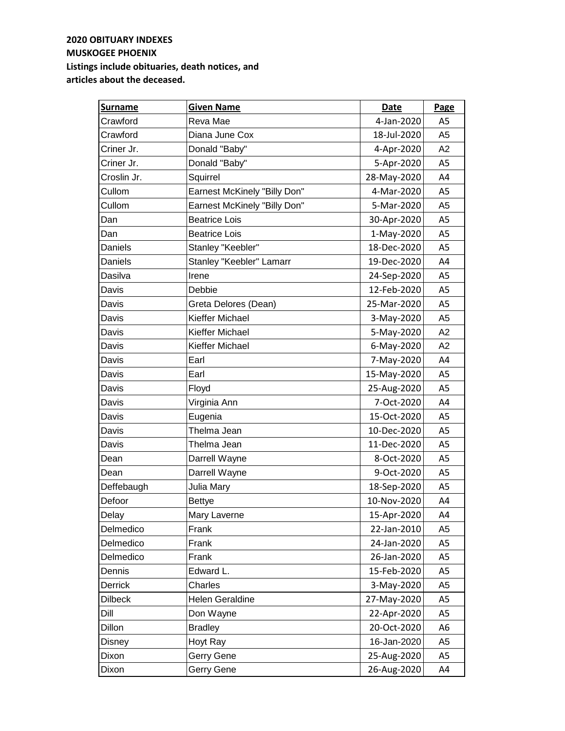**2020 OBITUARY INDEXES**
**MUSKOGEE PHOENIX**
**Listings include obituaries, death notices, and articles about the deceased.**

| Surname | Given Name | Date | Page |
|---|---|---|---|
| Crawford | Reva Mae | 4-Jan-2020 | A5 |
| Crawford | Diana June Cox | 18-Jul-2020 | A5 |
| Criner Jr. | Donald "Baby" | 4-Apr-2020 | A2 |
| Criner Jr. | Donald "Baby" | 5-Apr-2020 | A5 |
| Croslin Jr. | Squirrel | 28-May-2020 | A4 |
| Cullom | Earnest McKinely "Billy Don" | 4-Mar-2020 | A5 |
| Cullom | Earnest McKinely "Billy Don" | 5-Mar-2020 | A5 |
| Dan | Beatrice Lois | 30-Apr-2020 | A5 |
| Dan | Beatrice Lois | 1-May-2020 | A5 |
| Daniels | Stanley "Keebler" | 18-Dec-2020 | A5 |
| Daniels | Stanley "Keebler" Lamarr | 19-Dec-2020 | A4 |
| Dasilva | Irene | 24-Sep-2020 | A5 |
| Davis | Debbie | 12-Feb-2020 | A5 |
| Davis | Greta Delores (Dean) | 25-Mar-2020 | A5 |
| Davis | Kieffer Michael | 3-May-2020 | A5 |
| Davis | Kieffer Michael | 5-May-2020 | A2 |
| Davis | Kieffer Michael | 6-May-2020 | A2 |
| Davis | Earl | 7-May-2020 | A4 |
| Davis | Earl | 15-May-2020 | A5 |
| Davis | Floyd | 25-Aug-2020 | A5 |
| Davis | Virginia Ann | 7-Oct-2020 | A4 |
| Davis | Eugenia | 15-Oct-2020 | A5 |
| Davis | Thelma Jean | 10-Dec-2020 | A5 |
| Davis | Thelma Jean | 11-Dec-2020 | A5 |
| Dean | Darrell Wayne | 8-Oct-2020 | A5 |
| Dean | Darrell Wayne | 9-Oct-2020 | A5 |
| Deffebaugh | Julia Mary | 18-Sep-2020 | A5 |
| Defoor | Bettye | 10-Nov-2020 | A4 |
| Delay | Mary Laverne | 15-Apr-2020 | A4 |
| Delmedico | Frank | 22-Jan-2010 | A5 |
| Delmedico | Frank | 24-Jan-2020 | A5 |
| Delmedico | Frank | 26-Jan-2020 | A5 |
| Dennis | Edward L. | 15-Feb-2020 | A5 |
| Derrick | Charles | 3-May-2020 | A5 |
| Dilbeck | Helen Geraldine | 27-May-2020 | A5 |
| Dill | Don Wayne | 22-Apr-2020 | A5 |
| Dillon | Bradley | 20-Oct-2020 | A6 |
| Disney | Hoyt Ray | 16-Jan-2020 | A5 |
| Dixon | Gerry Gene | 25-Aug-2020 | A5 |
| Dixon | Gerry Gene | 26-Aug-2020 | A4 |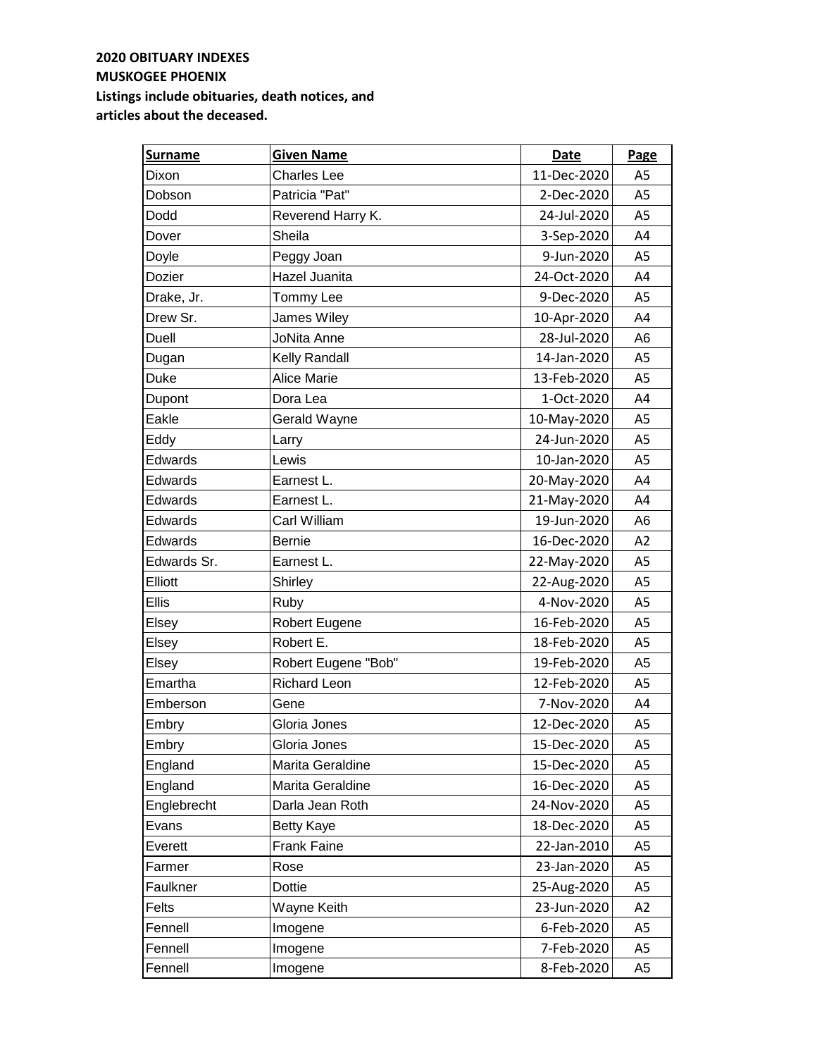**2020 OBITUARY INDEXES**
**MUSKOGEE PHOENIX**
**Listings include obituaries, death notices, and articles about the deceased.**

| Surname | Given Name | Date | Page |
|---|---|---|---|
| Dixon | Charles Lee | 11-Dec-2020 | A5 |
| Dobson | Patricia "Pat" | 2-Dec-2020 | A5 |
| Dodd | Reverend Harry K. | 24-Jul-2020 | A5 |
| Dover | Sheila | 3-Sep-2020 | A4 |
| Doyle | Peggy Joan | 9-Jun-2020 | A5 |
| Dozier | Hazel Juanita | 24-Oct-2020 | A4 |
| Drake, Jr. | Tommy Lee | 9-Dec-2020 | A5 |
| Drew Sr. | James Wiley | 10-Apr-2020 | A4 |
| Duell | JoNita Anne | 28-Jul-2020 | A6 |
| Dugan | Kelly Randall | 14-Jan-2020 | A5 |
| Duke | Alice Marie | 13-Feb-2020 | A5 |
| Dupont | Dora Lea | 1-Oct-2020 | A4 |
| Eakle | Gerald Wayne | 10-May-2020 | A5 |
| Eddy | Larry | 24-Jun-2020 | A5 |
| Edwards | Lewis | 10-Jan-2020 | A5 |
| Edwards | Earnest L. | 20-May-2020 | A4 |
| Edwards | Earnest L. | 21-May-2020 | A4 |
| Edwards | Carl William | 19-Jun-2020 | A6 |
| Edwards | Bernie | 16-Dec-2020 | A2 |
| Edwards Sr. | Earnest L. | 22-May-2020 | A5 |
| Elliott | Shirley | 22-Aug-2020 | A5 |
| Ellis | Ruby | 4-Nov-2020 | A5 |
| Elsey | Robert Eugene | 16-Feb-2020 | A5 |
| Elsey | Robert E. | 18-Feb-2020 | A5 |
| Elsey | Robert Eugene "Bob" | 19-Feb-2020 | A5 |
| Emartha | Richard Leon | 12-Feb-2020 | A5 |
| Emberson | Gene | 7-Nov-2020 | A4 |
| Embry | Gloria Jones | 12-Dec-2020 | A5 |
| Embry | Gloria Jones | 15-Dec-2020 | A5 |
| England | Marita Geraldine | 15-Dec-2020 | A5 |
| England | Marita Geraldine | 16-Dec-2020 | A5 |
| Englebrecht | Darla Jean Roth | 24-Nov-2020 | A5 |
| Evans | Betty Kaye | 18-Dec-2020 | A5 |
| Everett | Frank Faine | 22-Jan-2010 | A5 |
| Farmer | Rose | 23-Jan-2020 | A5 |
| Faulkner | Dottie | 25-Aug-2020 | A5 |
| Felts | Wayne Keith | 23-Jun-2020 | A2 |
| Fennell | Imogene | 6-Feb-2020 | A5 |
| Fennell | Imogene | 7-Feb-2020 | A5 |
| Fennell | Imogene | 8-Feb-2020 | A5 |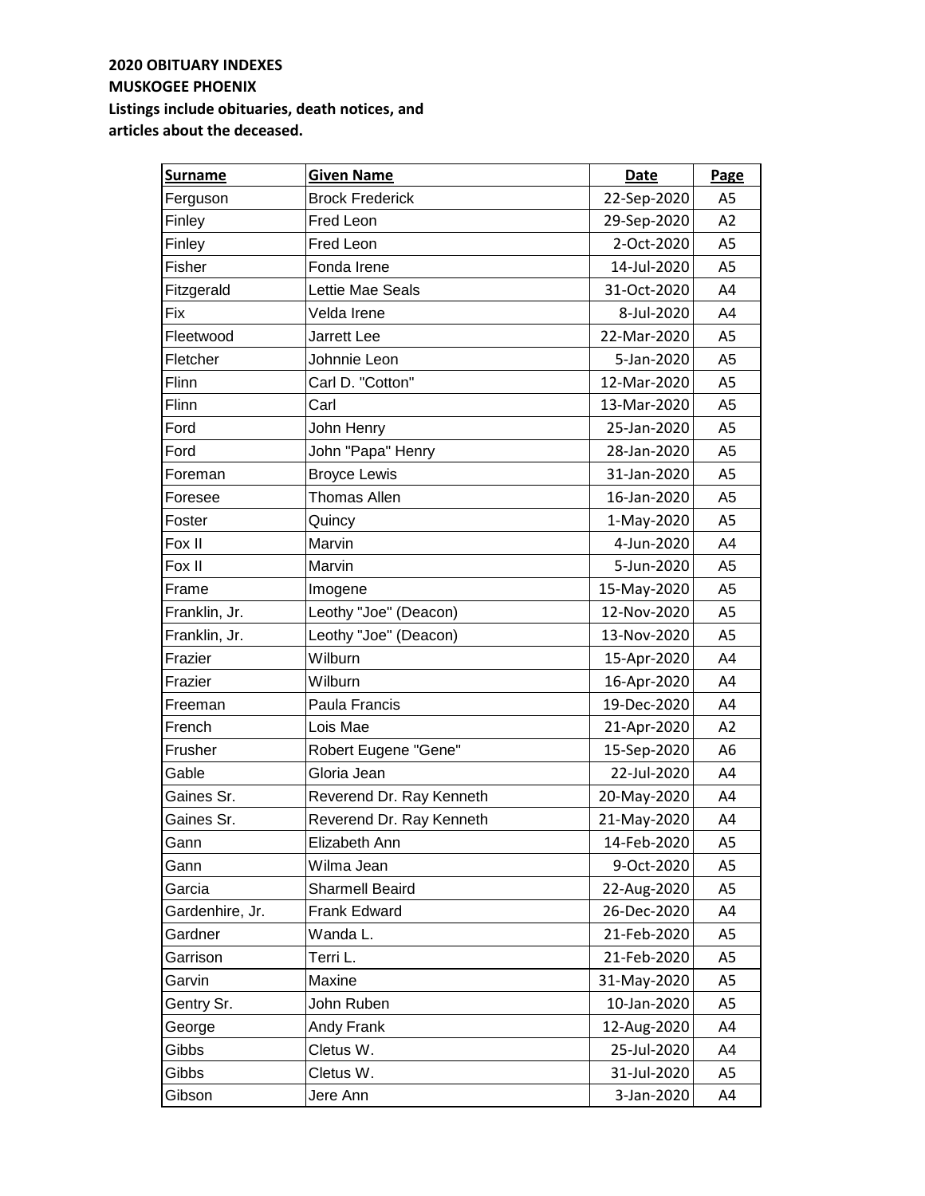**2020 OBITUARY INDEXES**
**MUSKOGEE PHOENIX**
**Listings include obituaries, death notices, and articles about the deceased.**

| Surname | Given Name | Date | Page |
|---|---|---|---|
| Ferguson | Brock Frederick | 22-Sep-2020 | A5 |
| Finley | Fred Leon | 29-Sep-2020 | A2 |
| Finley | Fred Leon | 2-Oct-2020 | A5 |
| Fisher | Fonda Irene | 14-Jul-2020 | A5 |
| Fitzgerald | Lettie Mae Seals | 31-Oct-2020 | A4 |
| Fix | Velda Irene | 8-Jul-2020 | A4 |
| Fleetwood | Jarrett Lee | 22-Mar-2020 | A5 |
| Fletcher | Johnnie Leon | 5-Jan-2020 | A5 |
| Flinn | Carl D. "Cotton" | 12-Mar-2020 | A5 |
| Flinn | Carl | 13-Mar-2020 | A5 |
| Ford | John Henry | 25-Jan-2020 | A5 |
| Ford | John "Papa" Henry | 28-Jan-2020 | A5 |
| Foreman | Broyce Lewis | 31-Jan-2020 | A5 |
| Foresee | Thomas Allen | 16-Jan-2020 | A5 |
| Foster | Quincy | 1-May-2020 | A5 |
| Fox II | Marvin | 4-Jun-2020 | A4 |
| Fox II | Marvin | 5-Jun-2020 | A5 |
| Frame | Imogene | 15-May-2020 | A5 |
| Franklin, Jr. | Leothy "Joe" (Deacon) | 12-Nov-2020 | A5 |
| Franklin, Jr. | Leothy "Joe" (Deacon) | 13-Nov-2020 | A5 |
| Frazier | Wilburn | 15-Apr-2020 | A4 |
| Frazier | Wilburn | 16-Apr-2020 | A4 |
| Freeman | Paula Francis | 19-Dec-2020 | A4 |
| French | Lois Mae | 21-Apr-2020 | A2 |
| Frusher | Robert Eugene "Gene" | 15-Sep-2020 | A6 |
| Gable | Gloria Jean | 22-Jul-2020 | A4 |
| Gaines Sr. | Reverend Dr. Ray Kenneth | 20-May-2020 | A4 |
| Gaines Sr. | Reverend Dr. Ray Kenneth | 21-May-2020 | A4 |
| Gann | Elizabeth Ann | 14-Feb-2020 | A5 |
| Gann | Wilma Jean | 9-Oct-2020 | A5 |
| Garcia | Sharmell Beaird | 22-Aug-2020 | A5 |
| Gardenhire, Jr. | Frank Edward | 26-Dec-2020 | A4 |
| Gardner | Wanda L. | 21-Feb-2020 | A5 |
| Garrison | Terri L. | 21-Feb-2020 | A5 |
| Garvin | Maxine | 31-May-2020 | A5 |
| Gentry Sr. | John Ruben | 10-Jan-2020 | A5 |
| George | Andy Frank | 12-Aug-2020 | A4 |
| Gibbs | Cletus W. | 25-Jul-2020 | A4 |
| Gibbs | Cletus W. | 31-Jul-2020 | A5 |
| Gibson | Jere Ann | 3-Jan-2020 | A4 |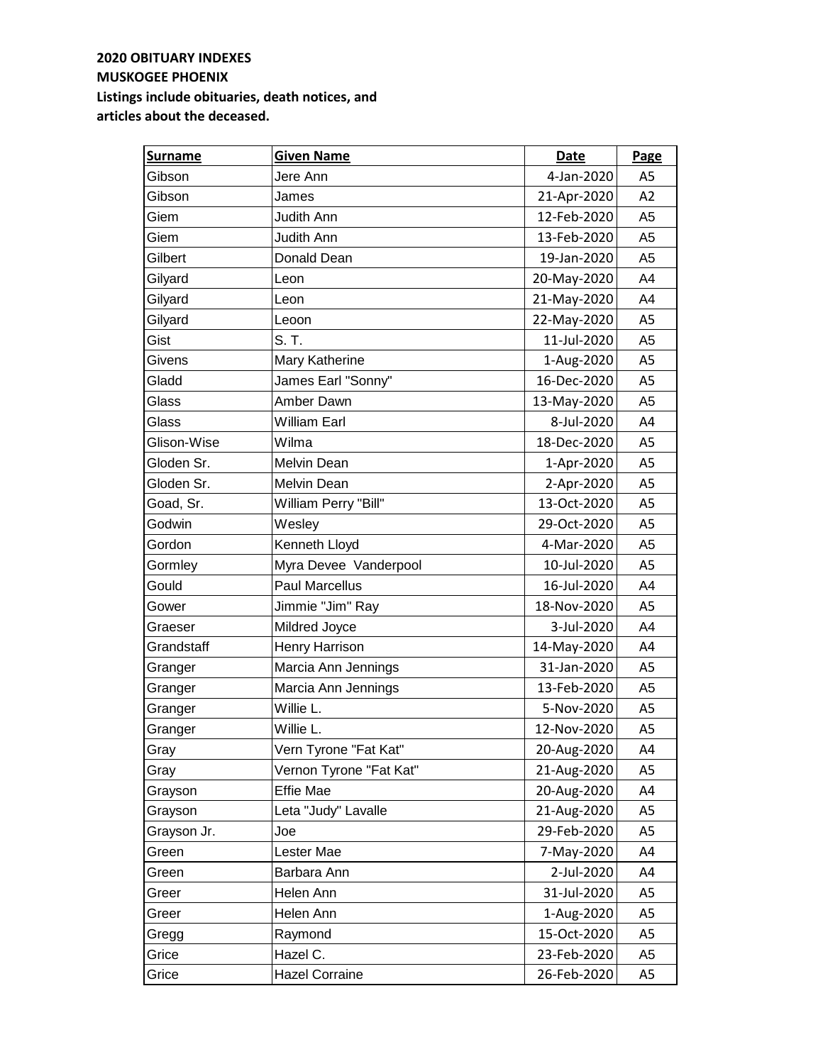**2020 OBITUARY INDEXES**
**MUSKOGEE PHOENIX**
**Listings include obituaries, death notices, and articles about the deceased.**

| Surname | Given Name | Date | Page |
|---|---|---|---|
| Gibson | Jere Ann | 4-Jan-2020 | A5 |
| Gibson | James | 21-Apr-2020 | A2 |
| Giem | Judith Ann | 12-Feb-2020 | A5 |
| Giem | Judith Ann | 13-Feb-2020 | A5 |
| Gilbert | Donald Dean | 19-Jan-2020 | A5 |
| Gilyard | Leon | 20-May-2020 | A4 |
| Gilyard | Leon | 21-May-2020 | A4 |
| Gilyard | Leoon | 22-May-2020 | A5 |
| Gist | S. T. | 11-Jul-2020 | A5 |
| Givens | Mary Katherine | 1-Aug-2020 | A5 |
| Gladd | James Earl "Sonny" | 16-Dec-2020 | A5 |
| Glass | Amber Dawn | 13-May-2020 | A5 |
| Glass | William Earl | 8-Jul-2020 | A4 |
| Glison-Wise | Wilma | 18-Dec-2020 | A5 |
| Gloden Sr. | Melvin Dean | 1-Apr-2020 | A5 |
| Gloden Sr. | Melvin Dean | 2-Apr-2020 | A5 |
| Goad, Sr. | William Perry "Bill" | 13-Oct-2020 | A5 |
| Godwin | Wesley | 29-Oct-2020 | A5 |
| Gordon | Kenneth Lloyd | 4-Mar-2020 | A5 |
| Gormley | Myra Devee Vanderpool | 10-Jul-2020 | A5 |
| Gould | Paul Marcellus | 16-Jul-2020 | A4 |
| Gower | Jimmie "Jim" Ray | 18-Nov-2020 | A5 |
| Graeser | Mildred Joyce | 3-Jul-2020 | A4 |
| Grandstaff | Henry Harrison | 14-May-2020 | A4 |
| Granger | Marcia Ann Jennings | 31-Jan-2020 | A5 |
| Granger | Marcia Ann Jennings | 13-Feb-2020 | A5 |
| Granger | Willie L. | 5-Nov-2020 | A5 |
| Granger | Willie L. | 12-Nov-2020 | A5 |
| Gray | Vern Tyrone "Fat Kat" | 20-Aug-2020 | A4 |
| Gray | Vernon Tyrone "Fat Kat" | 21-Aug-2020 | A5 |
| Grayson | Effie Mae | 20-Aug-2020 | A4 |
| Grayson | Leta "Judy" Lavalle | 21-Aug-2020 | A5 |
| Grayson Jr. | Joe | 29-Feb-2020 | A5 |
| Green | Lester Mae | 7-May-2020 | A4 |
| Green | Barbara Ann | 2-Jul-2020 | A4 |
| Greer | Helen Ann | 31-Jul-2020 | A5 |
| Greer | Helen Ann | 1-Aug-2020 | A5 |
| Gregg | Raymond | 15-Oct-2020 | A5 |
| Grice | Hazel C. | 23-Feb-2020 | A5 |
| Grice | Hazel Corraine | 26-Feb-2020 | A5 |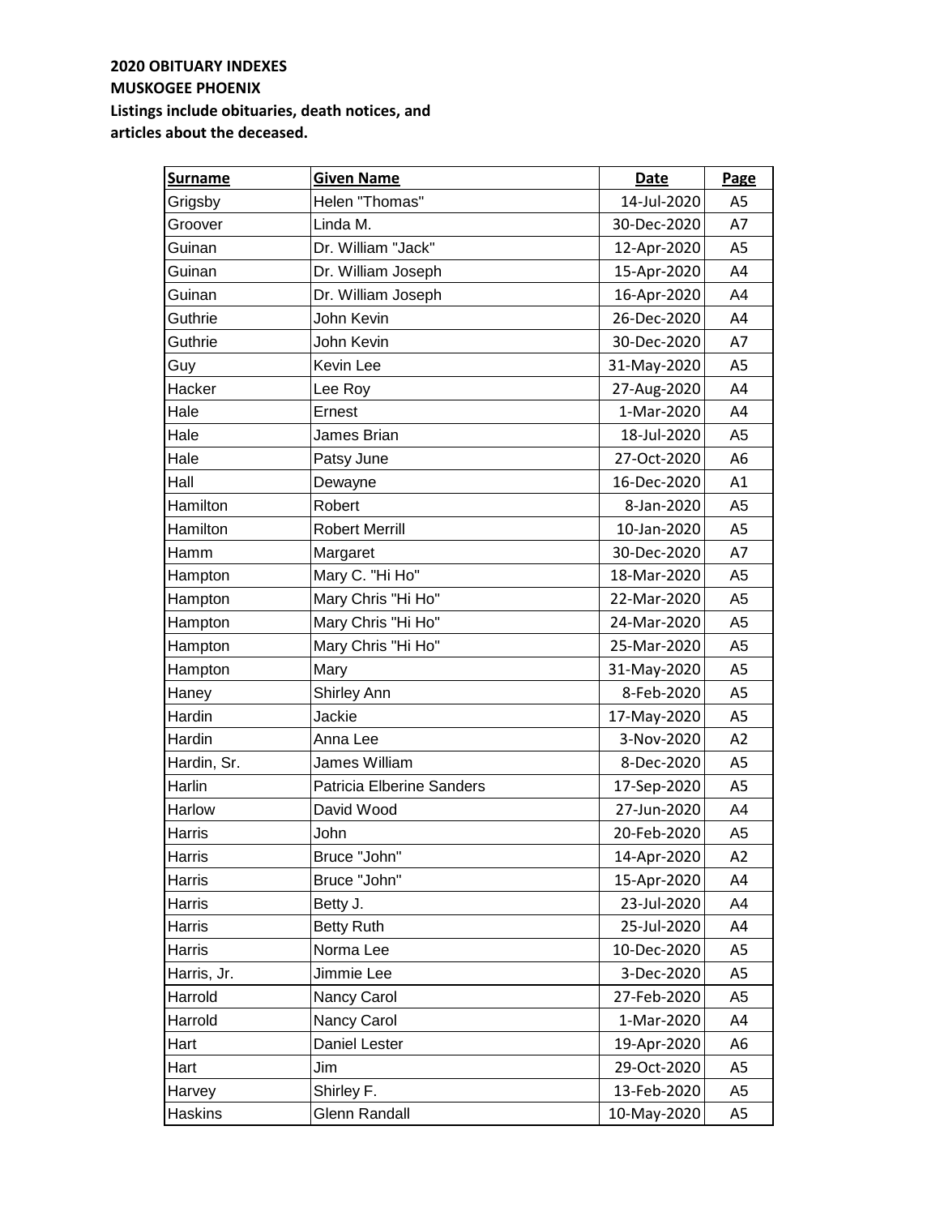**2020 OBITUARY INDEXES**
**MUSKOGEE PHOENIX**
**Listings include obituaries, death notices, and articles about the deceased.**

| Surname | Given Name | Date | Page |
|---|---|---|---|
| Grigsby | Helen "Thomas" | 14-Jul-2020 | A5 |
| Groover | Linda M. | 30-Dec-2020 | A7 |
| Guinan | Dr. William "Jack" | 12-Apr-2020 | A5 |
| Guinan | Dr. William Joseph | 15-Apr-2020 | A4 |
| Guinan | Dr. William Joseph | 16-Apr-2020 | A4 |
| Guthrie | John Kevin | 26-Dec-2020 | A4 |
| Guthrie | John Kevin | 30-Dec-2020 | A7 |
| Guy | Kevin Lee | 31-May-2020 | A5 |
| Hacker | Lee Roy | 27-Aug-2020 | A4 |
| Hale | Ernest | 1-Mar-2020 | A4 |
| Hale | James Brian | 18-Jul-2020 | A5 |
| Hale | Patsy June | 27-Oct-2020 | A6 |
| Hall | Dewayne | 16-Dec-2020 | A1 |
| Hamilton | Robert | 8-Jan-2020 | A5 |
| Hamilton | Robert Merrill | 10-Jan-2020 | A5 |
| Hamm | Margaret | 30-Dec-2020 | A7 |
| Hampton | Mary C. "Hi Ho" | 18-Mar-2020 | A5 |
| Hampton | Mary Chris "Hi Ho" | 22-Mar-2020 | A5 |
| Hampton | Mary Chris "Hi Ho" | 24-Mar-2020 | A5 |
| Hampton | Mary Chris "Hi Ho" | 25-Mar-2020 | A5 |
| Hampton | Mary | 31-May-2020 | A5 |
| Haney | Shirley Ann | 8-Feb-2020 | A5 |
| Hardin | Jackie | 17-May-2020 | A5 |
| Hardin | Anna Lee | 3-Nov-2020 | A2 |
| Hardin, Sr. | James William | 8-Dec-2020 | A5 |
| Harlin | Patricia Elberine Sanders | 17-Sep-2020 | A5 |
| Harlow | David Wood | 27-Jun-2020 | A4 |
| Harris | John | 20-Feb-2020 | A5 |
| Harris | Bruce "John" | 14-Apr-2020 | A2 |
| Harris | Bruce "John" | 15-Apr-2020 | A4 |
| Harris | Betty J. | 23-Jul-2020 | A4 |
| Harris | Betty Ruth | 25-Jul-2020 | A4 |
| Harris | Norma Lee | 10-Dec-2020 | A5 |
| Harris, Jr. | Jimmie Lee | 3-Dec-2020 | A5 |
| Harrold | Nancy Carol | 27-Feb-2020 | A5 |
| Harrold | Nancy Carol | 1-Mar-2020 | A4 |
| Hart | Daniel Lester | 19-Apr-2020 | A6 |
| Hart | Jim | 29-Oct-2020 | A5 |
| Harvey | Shirley F. | 13-Feb-2020 | A5 |
| Haskins | Glenn Randall | 10-May-2020 | A5 |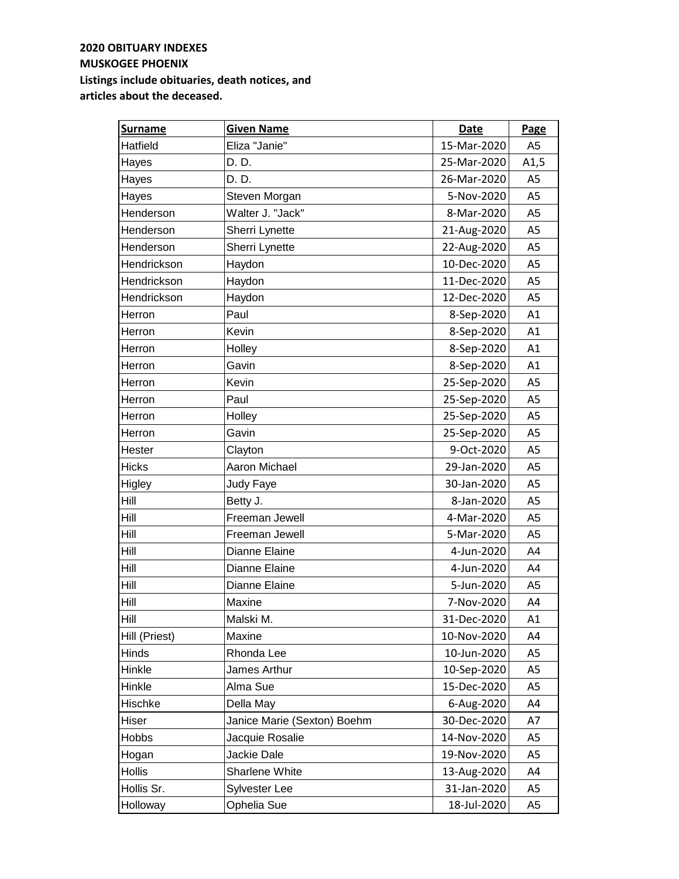**2020 OBITUARY INDEXES**
**MUSKOGEE PHOENIX**
**Listings include obituaries, death notices, and articles about the deceased.**

| Surname | Given Name | Date | Page |
|---|---|---|---|
| Hatfield | Eliza "Janie" | 15-Mar-2020 | A5 |
| Hayes | D. D. | 25-Mar-2020 | A1,5 |
| Hayes | D. D. | 26-Mar-2020 | A5 |
| Hayes | Steven Morgan | 5-Nov-2020 | A5 |
| Henderson | Walter J. "Jack" | 8-Mar-2020 | A5 |
| Henderson | Sherri Lynette | 21-Aug-2020 | A5 |
| Henderson | Sherri Lynette | 22-Aug-2020 | A5 |
| Hendrickson | Haydon | 10-Dec-2020 | A5 |
| Hendrickson | Haydon | 11-Dec-2020 | A5 |
| Hendrickson | Haydon | 12-Dec-2020 | A5 |
| Herron | Paul | 8-Sep-2020 | A1 |
| Herron | Kevin | 8-Sep-2020 | A1 |
| Herron | Holley | 8-Sep-2020 | A1 |
| Herron | Gavin | 8-Sep-2020 | A1 |
| Herron | Kevin | 25-Sep-2020 | A5 |
| Herron | Paul | 25-Sep-2020 | A5 |
| Herron | Holley | 25-Sep-2020 | A5 |
| Herron | Gavin | 25-Sep-2020 | A5 |
| Hester | Clayton | 9-Oct-2020 | A5 |
| Hicks | Aaron Michael | 29-Jan-2020 | A5 |
| Higley | Judy Faye | 30-Jan-2020 | A5 |
| Hill | Betty J. | 8-Jan-2020 | A5 |
| Hill | Freeman Jewell | 4-Mar-2020 | A5 |
| Hill | Freeman Jewell | 5-Mar-2020 | A5 |
| Hill | Dianne Elaine | 4-Jun-2020 | A4 |
| Hill | Dianne Elaine | 4-Jun-2020 | A4 |
| Hill | Dianne Elaine | 5-Jun-2020 | A5 |
| Hill | Maxine | 7-Nov-2020 | A4 |
| Hill | Malski M. | 31-Dec-2020 | A1 |
| Hill (Priest) | Maxine | 10-Nov-2020 | A4 |
| Hinds | Rhonda Lee | 10-Jun-2020 | A5 |
| Hinkle | James Arthur | 10-Sep-2020 | A5 |
| Hinkle | Alma Sue | 15-Dec-2020 | A5 |
| Hischke | Della May | 6-Aug-2020 | A4 |
| Hiser | Janice Marie (Sexton) Boehm | 30-Dec-2020 | A7 |
| Hobbs | Jacquie Rosalie | 14-Nov-2020 | A5 |
| Hogan | Jackie Dale | 19-Nov-2020 | A5 |
| Hollis | Sharlene White | 13-Aug-2020 | A4 |
| Hollis Sr. | Sylvester Lee | 31-Jan-2020 | A5 |
| Holloway | Ophelia Sue | 18-Jul-2020 | A5 |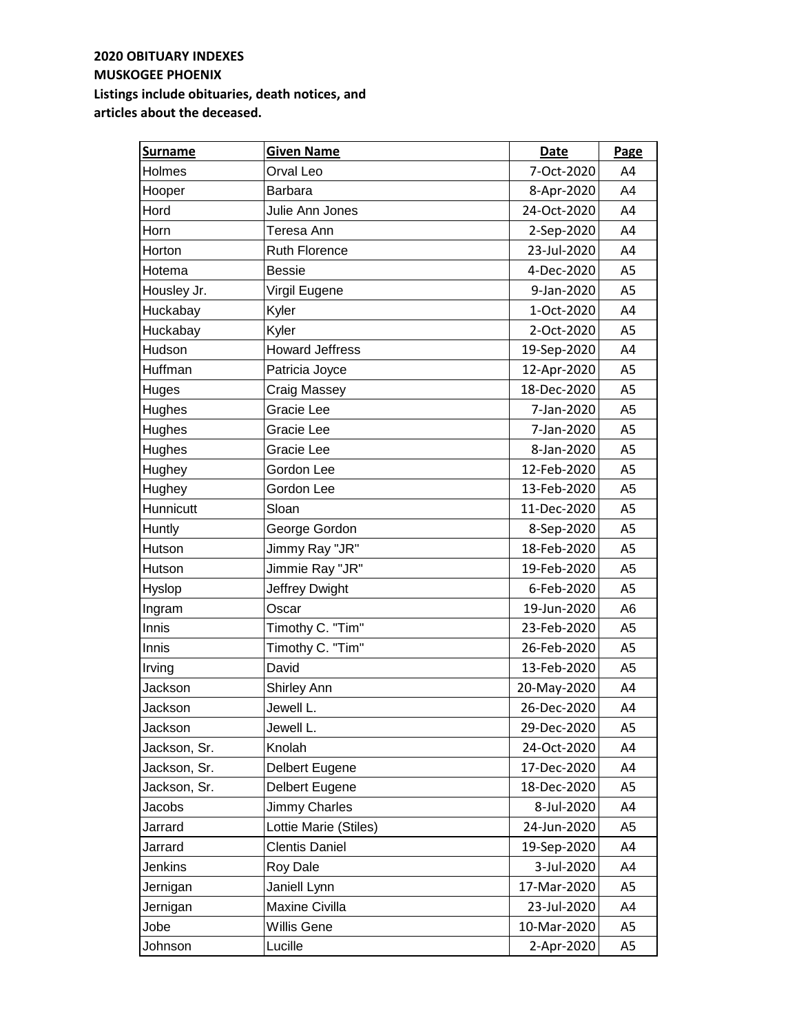**2020 OBITUARY INDEXES**
**MUSKOGEE PHOENIX**
**Listings include obituaries, death notices, and articles about the deceased.**

| Surname | Given Name | Date | Page |
|---|---|---|---|
| Holmes | Orval Leo | 7-Oct-2020 | A4 |
| Hooper | Barbara | 8-Apr-2020 | A4 |
| Hord | Julie Ann Jones | 24-Oct-2020 | A4 |
| Horn | Teresa Ann | 2-Sep-2020 | A4 |
| Horton | Ruth Florence | 23-Jul-2020 | A4 |
| Hotema | Bessie | 4-Dec-2020 | A5 |
| Housley Jr. | Virgil Eugene | 9-Jan-2020 | A5 |
| Huckabay | Kyler | 1-Oct-2020 | A4 |
| Huckabay | Kyler | 2-Oct-2020 | A5 |
| Hudson | Howard Jeffress | 19-Sep-2020 | A4 |
| Huffman | Patricia Joyce | 12-Apr-2020 | A5 |
| Huges | Craig Massey | 18-Dec-2020 | A5 |
| Hughes | Gracie Lee | 7-Jan-2020 | A5 |
| Hughes | Gracie Lee | 7-Jan-2020 | A5 |
| Hughes | Gracie Lee | 8-Jan-2020 | A5 |
| Hughey | Gordon Lee | 12-Feb-2020 | A5 |
| Hughey | Gordon Lee | 13-Feb-2020 | A5 |
| Hunnicutt | Sloan | 11-Dec-2020 | A5 |
| Huntly | George Gordon | 8-Sep-2020 | A5 |
| Hutson | Jimmy Ray "JR" | 18-Feb-2020 | A5 |
| Hutson | Jimmie Ray "JR" | 19-Feb-2020 | A5 |
| Hyslop | Jeffrey Dwight | 6-Feb-2020 | A5 |
| Ingram | Oscar | 19-Jun-2020 | A6 |
| Innis | Timothy C. "Tim" | 23-Feb-2020 | A5 |
| Innis | Timothy C. "Tim" | 26-Feb-2020 | A5 |
| Irving | David | 13-Feb-2020 | A5 |
| Jackson | Shirley Ann | 20-May-2020 | A4 |
| Jackson | Jewell L. | 26-Dec-2020 | A4 |
| Jackson | Jewell L. | 29-Dec-2020 | A5 |
| Jackson, Sr. | Knolah | 24-Oct-2020 | A4 |
| Jackson, Sr. | Delbert Eugene | 17-Dec-2020 | A4 |
| Jackson, Sr. | Delbert Eugene | 18-Dec-2020 | A5 |
| Jacobs | Jimmy Charles | 8-Jul-2020 | A4 |
| Jarrard | Lottie Marie (Stiles) | 24-Jun-2020 | A5 |
| Jarrard | Clentis Daniel | 19-Sep-2020 | A4 |
| Jenkins | Roy Dale | 3-Jul-2020 | A4 |
| Jernigan | Janiell Lynn | 17-Mar-2020 | A5 |
| Jernigan | Maxine Civilla | 23-Jul-2020 | A4 |
| Jobe | Willis Gene | 10-Mar-2020 | A5 |
| Johnson | Lucille | 2-Apr-2020 | A5 |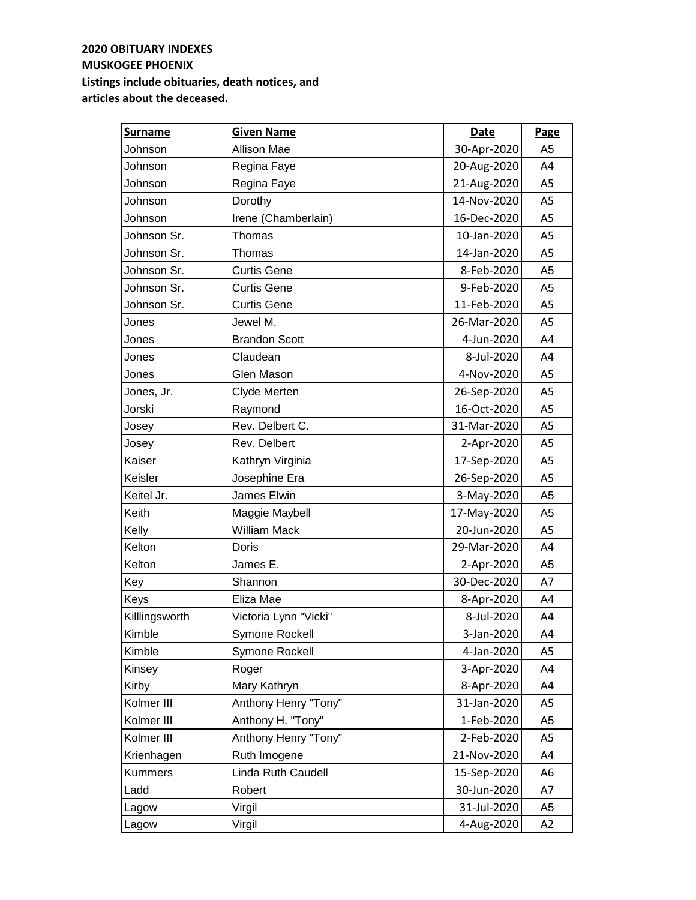**2020 OBITUARY INDEXES**
**MUSKOGEE PHOENIX**
**Listings include obituaries, death notices, and articles about the deceased.**

| Surname | Given Name | Date | Page |
|---|---|---|---|
| Johnson | Allison Mae | 30-Apr-2020 | A5 |
| Johnson | Regina Faye | 20-Aug-2020 | A4 |
| Johnson | Regina Faye | 21-Aug-2020 | A5 |
| Johnson | Dorothy | 14-Nov-2020 | A5 |
| Johnson | Irene (Chamberlain) | 16-Dec-2020 | A5 |
| Johnson Sr. | Thomas | 10-Jan-2020 | A5 |
| Johnson Sr. | Thomas | 14-Jan-2020 | A5 |
| Johnson Sr. | Curtis Gene | 8-Feb-2020 | A5 |
| Johnson Sr. | Curtis Gene | 9-Feb-2020 | A5 |
| Johnson Sr. | Curtis Gene | 11-Feb-2020 | A5 |
| Jones | Jewel M. | 26-Mar-2020 | A5 |
| Jones | Brandon Scott | 4-Jun-2020 | A4 |
| Jones | Claudean | 8-Jul-2020 | A4 |
| Jones | Glen Mason | 4-Nov-2020 | A5 |
| Jones, Jr. | Clyde Merten | 26-Sep-2020 | A5 |
| Jorski | Raymond | 16-Oct-2020 | A5 |
| Josey | Rev. Delbert C. | 31-Mar-2020 | A5 |
| Josey | Rev. Delbert | 2-Apr-2020 | A5 |
| Kaiser | Kathryn Virginia | 17-Sep-2020 | A5 |
| Keisler | Josephine Era | 26-Sep-2020 | A5 |
| Keitel Jr. | James Elwin | 3-May-2020 | A5 |
| Keith | Maggie Maybell | 17-May-2020 | A5 |
| Kelly | William Mack | 20-Jun-2020 | A5 |
| Kelton | Doris | 29-Mar-2020 | A4 |
| Kelton | James E. | 2-Apr-2020 | A5 |
| Key | Shannon | 30-Dec-2020 | A7 |
| Keys | Eliza Mae | 8-Apr-2020 | A4 |
| Killlingsworth | Victoria Lynn "Vicki" | 8-Jul-2020 | A4 |
| Kimble | Symone Rockell | 3-Jan-2020 | A4 |
| Kimble | Symone Rockell | 4-Jan-2020 | A5 |
| Kinsey | Roger | 3-Apr-2020 | A4 |
| Kirby | Mary Kathryn | 8-Apr-2020 | A4 |
| Kolmer III | Anthony Henry "Tony" | 31-Jan-2020 | A5 |
| Kolmer III | Anthony H. "Tony" | 1-Feb-2020 | A5 |
| Kolmer III | Anthony Henry "Tony" | 2-Feb-2020 | A5 |
| Krienhagen | Ruth Imogene | 21-Nov-2020 | A4 |
| Kummers | Linda Ruth Caudell | 15-Sep-2020 | A6 |
| Ladd | Robert | 30-Jun-2020 | A7 |
| Lagow | Virgil | 31-Jul-2020 | A5 |
| Lagow | Virgil | 4-Aug-2020 | A2 |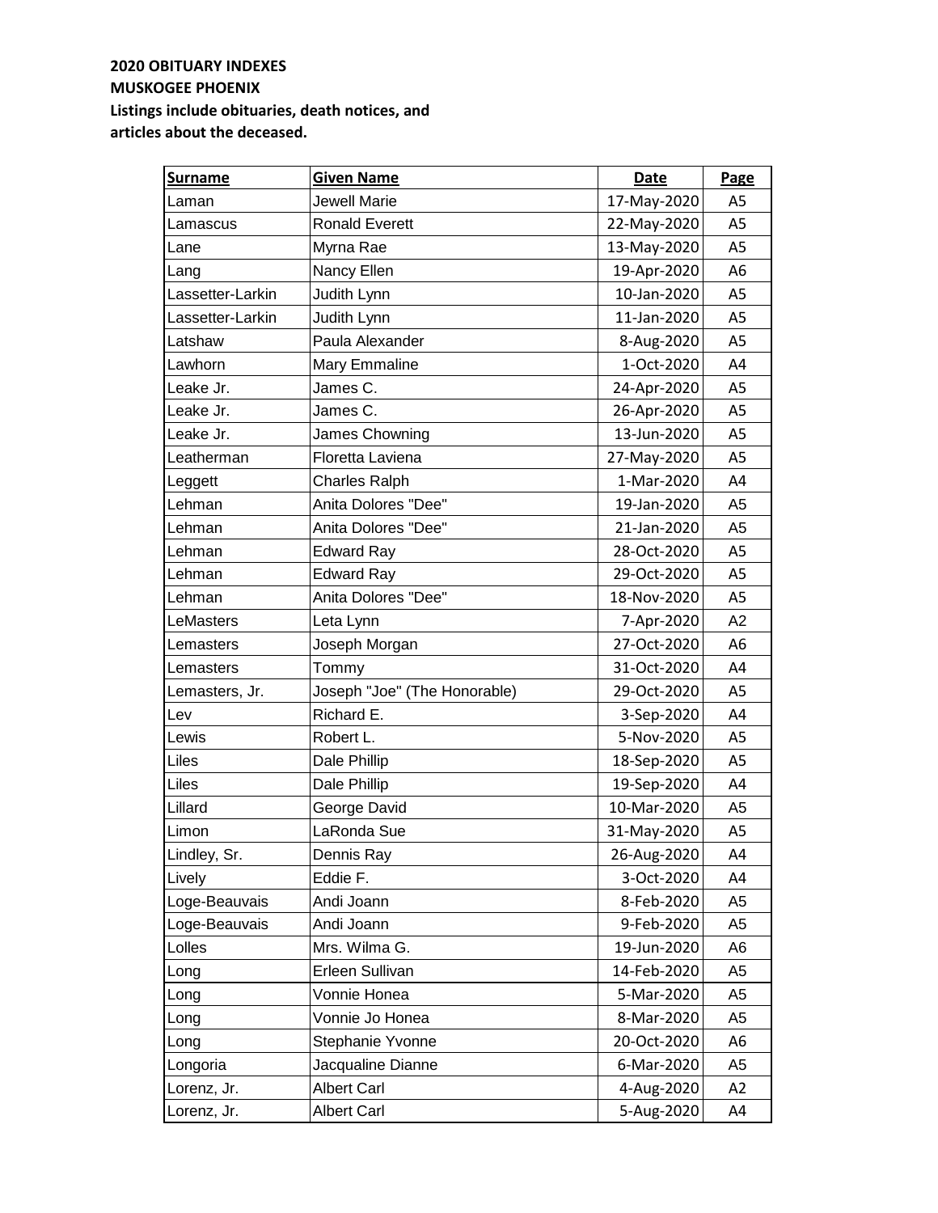**2020 OBITUARY INDEXES**
**MUSKOGEE PHOENIX**
**Listings include obituaries, death notices, and articles about the deceased.**

| Surname | Given Name | Date | Page |
|---|---|---|---|
| Laman | Jewell Marie | 17-May-2020 | A5 |
| Lamascus | Ronald Everett | 22-May-2020 | A5 |
| Lane | Myrna Rae | 13-May-2020 | A5 |
| Lang | Nancy Ellen | 19-Apr-2020 | A6 |
| Lassetter-Larkin | Judith Lynn | 10-Jan-2020 | A5 |
| Lassetter-Larkin | Judith Lynn | 11-Jan-2020 | A5 |
| Latshaw | Paula Alexander | 8-Aug-2020 | A5 |
| Lawhorn | Mary Emmaline | 1-Oct-2020 | A4 |
| Leake Jr. | James C. | 24-Apr-2020 | A5 |
| Leake Jr. | James C. | 26-Apr-2020 | A5 |
| Leake Jr. | James Chowning | 13-Jun-2020 | A5 |
| Leatherman | Floretta Laviena | 27-May-2020 | A5 |
| Leggett | Charles Ralph | 1-Mar-2020 | A4 |
| Lehman | Anita Dolores "Dee" | 19-Jan-2020 | A5 |
| Lehman | Anita Dolores "Dee" | 21-Jan-2020 | A5 |
| Lehman | Edward Ray | 28-Oct-2020 | A5 |
| Lehman | Edward Ray | 29-Oct-2020 | A5 |
| Lehman | Anita Dolores "Dee" | 18-Nov-2020 | A5 |
| LeMasters | Leta Lynn | 7-Apr-2020 | A2 |
| Lemasters | Joseph Morgan | 27-Oct-2020 | A6 |
| Lemasters | Tommy | 31-Oct-2020 | A4 |
| Lemasters, Jr. | Joseph "Joe" (The Honorable) | 29-Oct-2020 | A5 |
| Lev | Richard E. | 3-Sep-2020 | A4 |
| Lewis | Robert L. | 5-Nov-2020 | A5 |
| Liles | Dale Phillip | 18-Sep-2020 | A5 |
| Liles | Dale Phillip | 19-Sep-2020 | A4 |
| Lillard | George David | 10-Mar-2020 | A5 |
| Limon | LaRonda Sue | 31-May-2020 | A5 |
| Lindley, Sr. | Dennis Ray | 26-Aug-2020 | A4 |
| Lively | Eddie F. | 3-Oct-2020 | A4 |
| Loge-Beauvais | Andi Joann | 8-Feb-2020 | A5 |
| Loge-Beauvais | Andi Joann | 9-Feb-2020 | A5 |
| Lolles | Mrs. Wilma G. | 19-Jun-2020 | A6 |
| Long | Erleen Sullivan | 14-Feb-2020 | A5 |
| Long | Vonnie Honea | 5-Mar-2020 | A5 |
| Long | Vonnie Jo Honea | 8-Mar-2020 | A5 |
| Long | Stephanie Yvonne | 20-Oct-2020 | A6 |
| Longoria | Jacqualine Dianne | 6-Mar-2020 | A5 |
| Lorenz, Jr. | Albert Carl | 4-Aug-2020 | A2 |
| Lorenz, Jr. | Albert Carl | 5-Aug-2020 | A4 |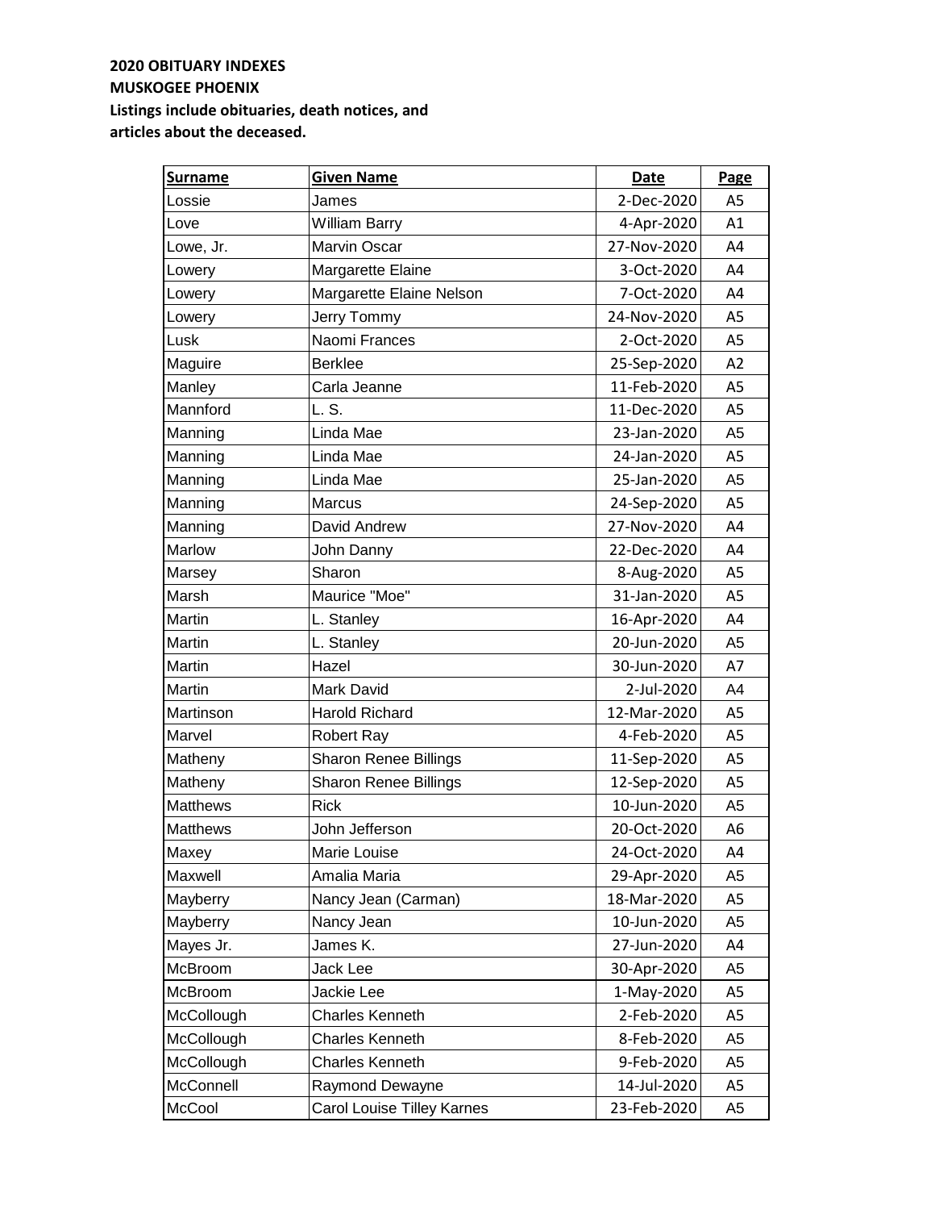**2020 OBITUARY INDEXES**
**MUSKOGEE PHOENIX**
**Listings include obituaries, death notices, and articles about the deceased.**

| Surname | Given Name | Date | Page |
|---|---|---|---|
| Lossie | James | 2-Dec-2020 | A5 |
| Love | William Barry | 4-Apr-2020 | A1 |
| Lowe, Jr. | Marvin Oscar | 27-Nov-2020 | A4 |
| Lowery | Margarette Elaine | 3-Oct-2020 | A4 |
| Lowery | Margarette Elaine Nelson | 7-Oct-2020 | A4 |
| Lowery | Jerry Tommy | 24-Nov-2020 | A5 |
| Lusk | Naomi Frances | 2-Oct-2020 | A5 |
| Maguire | Berklee | 25-Sep-2020 | A2 |
| Manley | Carla Jeanne | 11-Feb-2020 | A5 |
| Mannford | L. S. | 11-Dec-2020 | A5 |
| Manning | Linda Mae | 23-Jan-2020 | A5 |
| Manning | Linda Mae | 24-Jan-2020 | A5 |
| Manning | Linda Mae | 25-Jan-2020 | A5 |
| Manning | Marcus | 24-Sep-2020 | A5 |
| Manning | David Andrew | 27-Nov-2020 | A4 |
| Marlow | John Danny | 22-Dec-2020 | A4 |
| Marsey | Sharon | 8-Aug-2020 | A5 |
| Marsh | Maurice "Moe" | 31-Jan-2020 | A5 |
| Martin | L. Stanley | 16-Apr-2020 | A4 |
| Martin | L. Stanley | 20-Jun-2020 | A5 |
| Martin | Hazel | 30-Jun-2020 | A7 |
| Martin | Mark David | 2-Jul-2020 | A4 |
| Martinson | Harold Richard | 12-Mar-2020 | A5 |
| Marvel | Robert Ray | 4-Feb-2020 | A5 |
| Matheny | Sharon Renee Billings | 11-Sep-2020 | A5 |
| Matheny | Sharon Renee Billings | 12-Sep-2020 | A5 |
| Matthews | Rick | 10-Jun-2020 | A5 |
| Matthews | John Jefferson | 20-Oct-2020 | A6 |
| Maxey | Marie Louise | 24-Oct-2020 | A4 |
| Maxwell | Amalia Maria | 29-Apr-2020 | A5 |
| Mayberry | Nancy Jean (Carman) | 18-Mar-2020 | A5 |
| Mayberry | Nancy Jean | 10-Jun-2020 | A5 |
| Mayes Jr. | James K. | 27-Jun-2020 | A4 |
| McBroom | Jack Lee | 30-Apr-2020 | A5 |
| McBroom | Jackie Lee | 1-May-2020 | A5 |
| McCollough | Charles Kenneth | 2-Feb-2020 | A5 |
| McCollough | Charles Kenneth | 8-Feb-2020 | A5 |
| McCollough | Charles Kenneth | 9-Feb-2020 | A5 |
| McConnell | Raymond Dewayne | 14-Jul-2020 | A5 |
| McCool | Carol Louise Tilley Karnes | 23-Feb-2020 | A5 |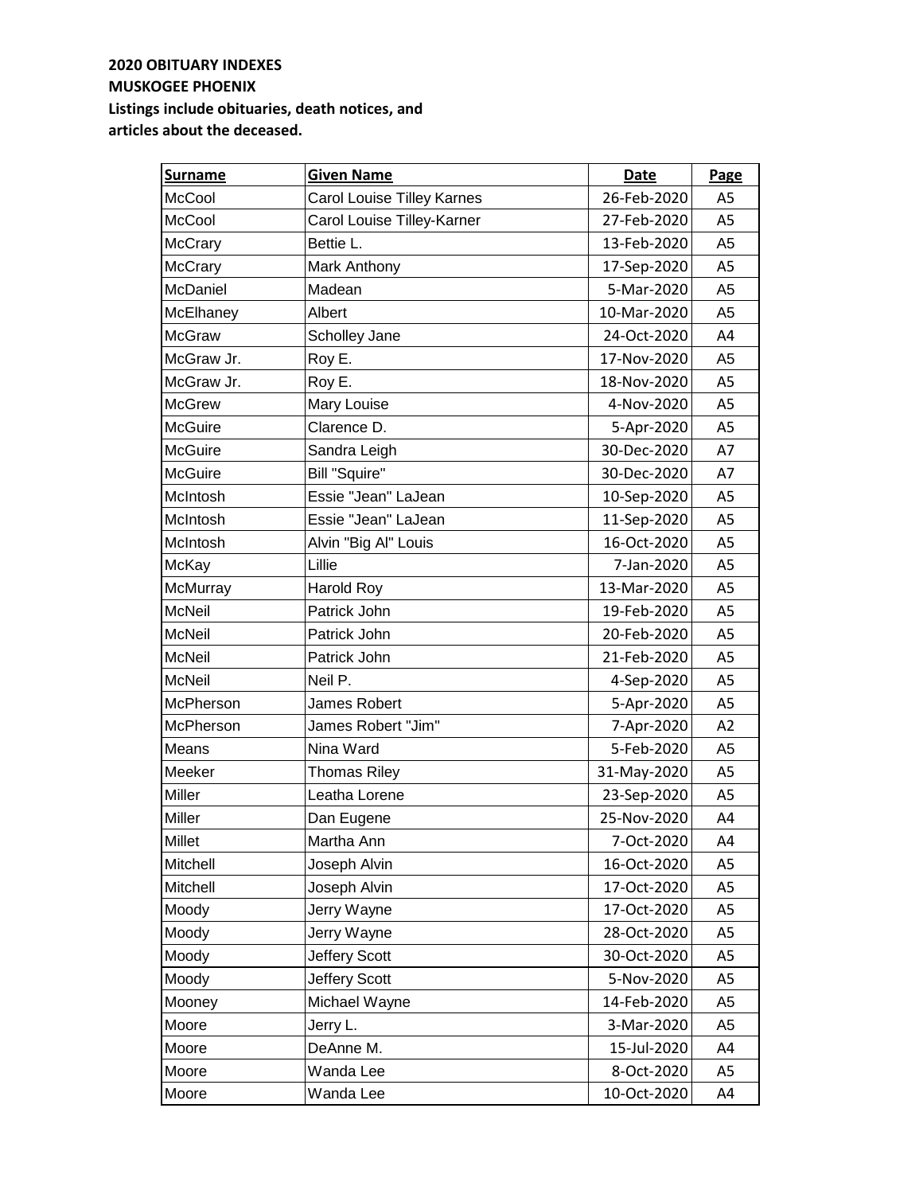**2020 OBITUARY INDEXES**
**MUSKOGEE PHOENIX**
**Listings include obituaries, death notices, and articles about the deceased.**

| Surname | Given Name | Date | Page |
|---|---|---|---|
| McCool | Carol Louise Tilley Karnes | 26-Feb-2020 | A5 |
| McCool | Carol Louise Tilley-Karner | 27-Feb-2020 | A5 |
| McCrary | Bettie L. | 13-Feb-2020 | A5 |
| McCrary | Mark Anthony | 17-Sep-2020 | A5 |
| McDaniel | Madean | 5-Mar-2020 | A5 |
| McElhaney | Albert | 10-Mar-2020 | A5 |
| McGraw | Scholley Jane | 24-Oct-2020 | A4 |
| McGraw Jr. | Roy E. | 17-Nov-2020 | A5 |
| McGraw Jr. | Roy E. | 18-Nov-2020 | A5 |
| McGrew | Mary Louise | 4-Nov-2020 | A5 |
| McGuire | Clarence D. | 5-Apr-2020 | A5 |
| McGuire | Sandra Leigh | 30-Dec-2020 | A7 |
| McGuire | Bill "Squire" | 30-Dec-2020 | A7 |
| McIntosh | Essie "Jean" LaJean | 10-Sep-2020 | A5 |
| McIntosh | Essie "Jean" LaJean | 11-Sep-2020 | A5 |
| McIntosh | Alvin "Big Al" Louis | 16-Oct-2020 | A5 |
| McKay | Lillie | 7-Jan-2020 | A5 |
| McMurray | Harold Roy | 13-Mar-2020 | A5 |
| McNeil | Patrick John | 19-Feb-2020 | A5 |
| McNeil | Patrick John | 20-Feb-2020 | A5 |
| McNeil | Patrick John | 21-Feb-2020 | A5 |
| McNeil | Neil P. | 4-Sep-2020 | A5 |
| McPherson | James Robert | 5-Apr-2020 | A5 |
| McPherson | James Robert "Jim" | 7-Apr-2020 | A2 |
| Means | Nina Ward | 5-Feb-2020 | A5 |
| Meeker | Thomas Riley | 31-May-2020 | A5 |
| Miller | Leatha Lorene | 23-Sep-2020 | A5 |
| Miller | Dan Eugene | 25-Nov-2020 | A4 |
| Millet | Martha Ann | 7-Oct-2020 | A4 |
| Mitchell | Joseph Alvin | 16-Oct-2020 | A5 |
| Mitchell | Joseph Alvin | 17-Oct-2020 | A5 |
| Moody | Jerry Wayne | 17-Oct-2020 | A5 |
| Moody | Jerry Wayne | 28-Oct-2020 | A5 |
| Moody | Jeffery Scott | 30-Oct-2020 | A5 |
| Moody | Jeffery Scott | 5-Nov-2020 | A5 |
| Mooney | Michael Wayne | 14-Feb-2020 | A5 |
| Moore | Jerry L. | 3-Mar-2020 | A5 |
| Moore | DeAnne M. | 15-Jul-2020 | A4 |
| Moore | Wanda Lee | 8-Oct-2020 | A5 |
| Moore | Wanda Lee | 10-Oct-2020 | A4 |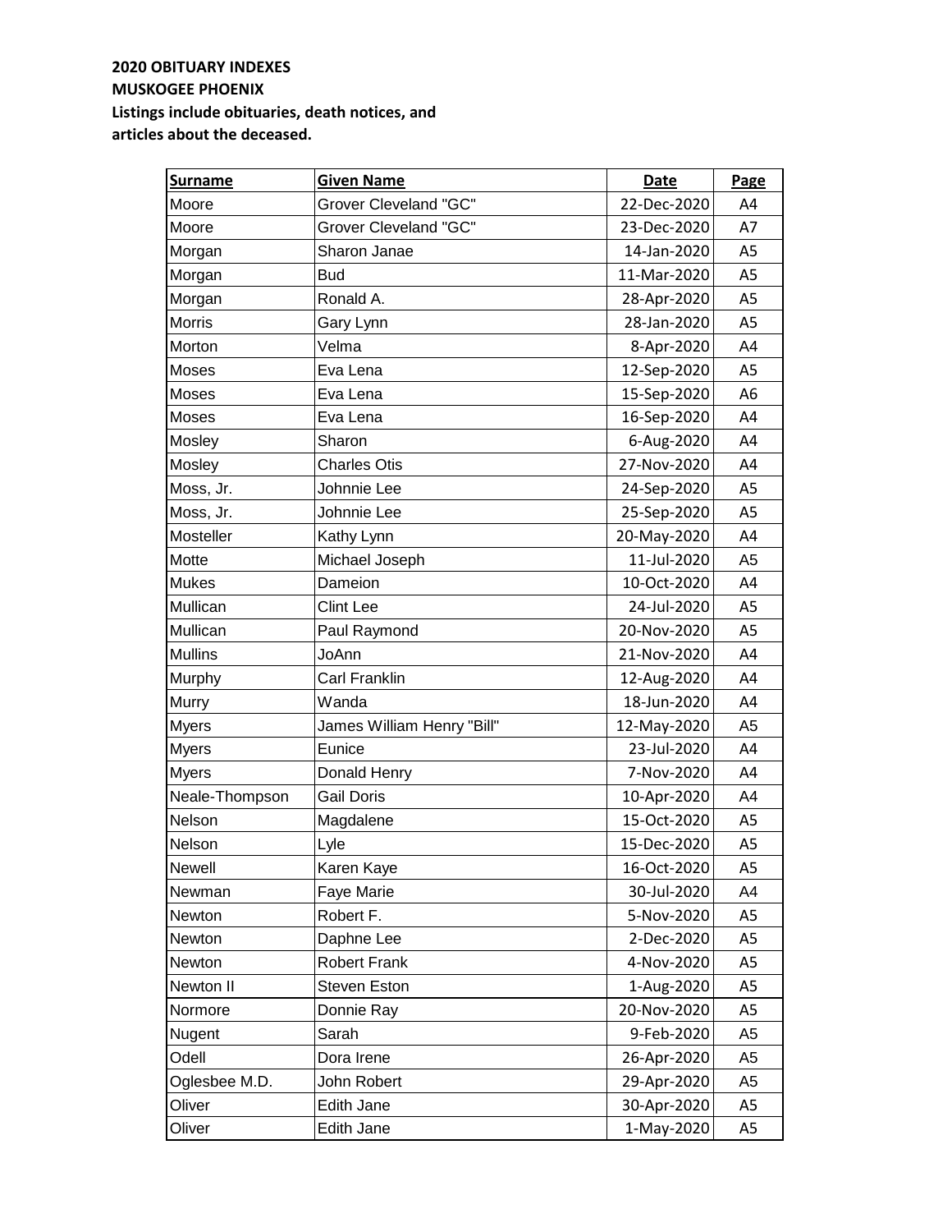**2020 OBITUARY INDEXES**
**MUSKOGEE PHOENIX**
**Listings include obituaries, death notices, and articles about the deceased.**

| Surname | Given Name | Date | Page |
|---|---|---|---|
| Moore | Grover Cleveland "GC" | 22-Dec-2020 | A4 |
| Moore | Grover Cleveland "GC" | 23-Dec-2020 | A7 |
| Morgan | Sharon Janae | 14-Jan-2020 | A5 |
| Morgan | Bud | 11-Mar-2020 | A5 |
| Morgan | Ronald A. | 28-Apr-2020 | A5 |
| Morris | Gary Lynn | 28-Jan-2020 | A5 |
| Morton | Velma | 8-Apr-2020 | A4 |
| Moses | Eva Lena | 12-Sep-2020 | A5 |
| Moses | Eva Lena | 15-Sep-2020 | A6 |
| Moses | Eva Lena | 16-Sep-2020 | A4 |
| Mosley | Sharon | 6-Aug-2020 | A4 |
| Mosley | Charles Otis | 27-Nov-2020 | A4 |
| Moss, Jr. | Johnnie Lee | 24-Sep-2020 | A5 |
| Moss, Jr. | Johnnie Lee | 25-Sep-2020 | A5 |
| Mosteller | Kathy Lynn | 20-May-2020 | A4 |
| Motte | Michael Joseph | 11-Jul-2020 | A5 |
| Mukes | Dameion | 10-Oct-2020 | A4 |
| Mullican | Clint Lee | 24-Jul-2020 | A5 |
| Mullican | Paul Raymond | 20-Nov-2020 | A5 |
| Mullins | JoAnn | 21-Nov-2020 | A4 |
| Murphy | Carl Franklin | 12-Aug-2020 | A4 |
| Murry | Wanda | 18-Jun-2020 | A4 |
| Myers | James William Henry "Bill" | 12-May-2020 | A5 |
| Myers | Eunice | 23-Jul-2020 | A4 |
| Myers | Donald Henry | 7-Nov-2020 | A4 |
| Neale-Thompson | Gail Doris | 10-Apr-2020 | A4 |
| Nelson | Magdalene | 15-Oct-2020 | A5 |
| Nelson | Lyle | 15-Dec-2020 | A5 |
| Newell | Karen Kaye | 16-Oct-2020 | A5 |
| Newman | Faye Marie | 30-Jul-2020 | A4 |
| Newton | Robert F. | 5-Nov-2020 | A5 |
| Newton | Daphne Lee | 2-Dec-2020 | A5 |
| Newton | Robert Frank | 4-Nov-2020 | A5 |
| Newton II | Steven Eston | 1-Aug-2020 | A5 |
| Normore | Donnie Ray | 20-Nov-2020 | A5 |
| Nugent | Sarah | 9-Feb-2020 | A5 |
| Odell | Dora Irene | 26-Apr-2020 | A5 |
| Oglesbee M.D. | John Robert | 29-Apr-2020 | A5 |
| Oliver | Edith Jane | 30-Apr-2020 | A5 |
| Oliver | Edith Jane | 1-May-2020 | A5 |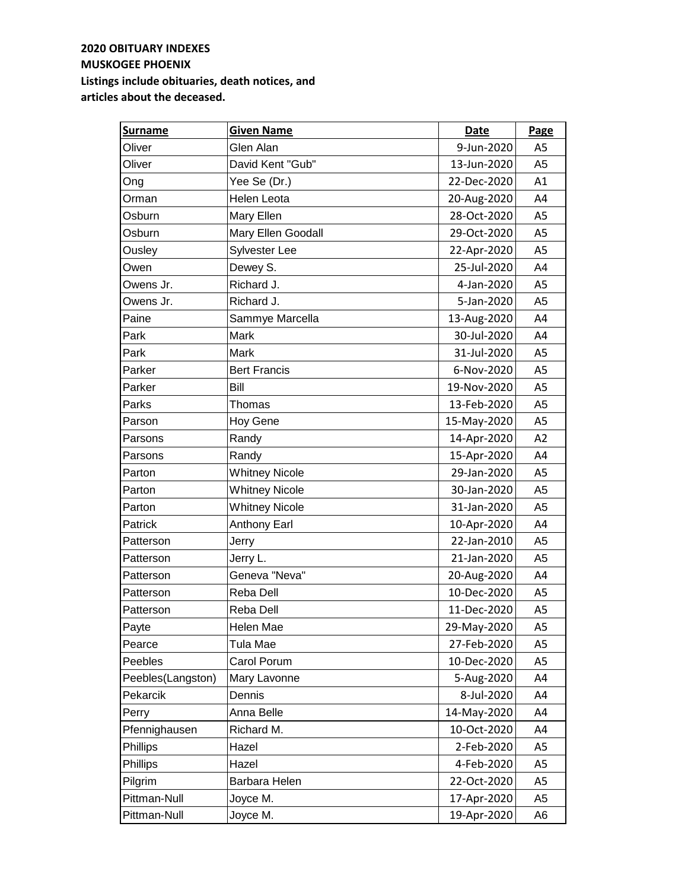**2020 OBITUARY INDEXES**
**MUSKOGEE PHOENIX**
**Listings include obituaries, death notices, and articles about the deceased.**

| Surname | Given Name | Date | Page |
|---|---|---|---|
| Oliver | Glen Alan | 9-Jun-2020 | A5 |
| Oliver | David Kent "Gub" | 13-Jun-2020 | A5 |
| Ong | Yee Se (Dr.) | 22-Dec-2020 | A1 |
| Orman | Helen Leota | 20-Aug-2020 | A4 |
| Osburn | Mary Ellen | 28-Oct-2020 | A5 |
| Osburn | Mary Ellen Goodall | 29-Oct-2020 | A5 |
| Ousley | Sylvester Lee | 22-Apr-2020 | A5 |
| Owen | Dewey S. | 25-Jul-2020 | A4 |
| Owens Jr. | Richard J. | 4-Jan-2020 | A5 |
| Owens Jr. | Richard J. | 5-Jan-2020 | A5 |
| Paine | Sammye Marcella | 13-Aug-2020 | A4 |
| Park | Mark | 30-Jul-2020 | A4 |
| Park | Mark | 31-Jul-2020 | A5 |
| Parker | Bert Francis | 6-Nov-2020 | A5 |
| Parker | Bill | 19-Nov-2020 | A5 |
| Parks | Thomas | 13-Feb-2020 | A5 |
| Parson | Hoy Gene | 15-May-2020 | A5 |
| Parsons | Randy | 14-Apr-2020 | A2 |
| Parsons | Randy | 15-Apr-2020 | A4 |
| Parton | Whitney Nicole | 29-Jan-2020 | A5 |
| Parton | Whitney Nicole | 30-Jan-2020 | A5 |
| Parton | Whitney Nicole | 31-Jan-2020 | A5 |
| Patrick | Anthony Earl | 10-Apr-2020 | A4 |
| Patterson | Jerry | 22-Jan-2010 | A5 |
| Patterson | Jerry L. | 21-Jan-2020 | A5 |
| Patterson | Geneva "Neva" | 20-Aug-2020 | A4 |
| Patterson | Reba Dell | 10-Dec-2020 | A5 |
| Patterson | Reba Dell | 11-Dec-2020 | A5 |
| Payte | Helen Mae | 29-May-2020 | A5 |
| Pearce | Tula Mae | 27-Feb-2020 | A5 |
| Peebles | Carol Porum | 10-Dec-2020 | A5 |
| Peebles(Langston) | Mary Lavonne | 5-Aug-2020 | A4 |
| Pekarcik | Dennis | 8-Jul-2020 | A4 |
| Perry | Anna Belle | 14-May-2020 | A4 |
| Pfennighausen | Richard M. | 10-Oct-2020 | A4 |
| Phillips | Hazel | 2-Feb-2020 | A5 |
| Phillips | Hazel | 4-Feb-2020 | A5 |
| Pilgrim | Barbara Helen | 22-Oct-2020 | A5 |
| Pittman-Null | Joyce M. | 17-Apr-2020 | A5 |
| Pittman-Null | Joyce M. | 19-Apr-2020 | A6 |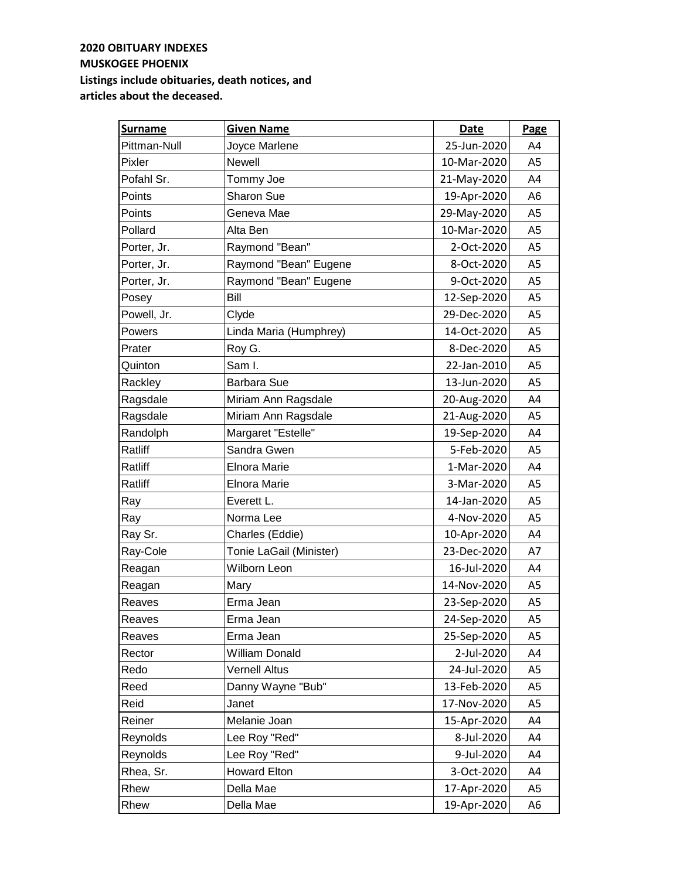**2020 OBITUARY INDEXES**
**MUSKOGEE PHOENIX**
**Listings include obituaries, death notices, and articles about the deceased.**

| Surname | Given Name | Date | Page |
|---|---|---|---|
| Pittman-Null | Joyce Marlene | 25-Jun-2020 | A4 |
| Pixler | Newell | 10-Mar-2020 | A5 |
| Pofahl Sr. | Tommy Joe | 21-May-2020 | A4 |
| Points | Sharon Sue | 19-Apr-2020 | A6 |
| Points | Geneva Mae | 29-May-2020 | A5 |
| Pollard | Alta Ben | 10-Mar-2020 | A5 |
| Porter, Jr. | Raymond "Bean" | 2-Oct-2020 | A5 |
| Porter, Jr. | Raymond "Bean" Eugene | 8-Oct-2020 | A5 |
| Porter, Jr. | Raymond "Bean" Eugene | 9-Oct-2020 | A5 |
| Posey | Bill | 12-Sep-2020 | A5 |
| Powell, Jr. | Clyde | 29-Dec-2020 | A5 |
| Powers | Linda Maria (Humphrey) | 14-Oct-2020 | A5 |
| Prater | Roy G. | 8-Dec-2020 | A5 |
| Quinton | Sam I. | 22-Jan-2010 | A5 |
| Rackley | Barbara Sue | 13-Jun-2020 | A5 |
| Ragsdale | Miriam Ann Ragsdale | 20-Aug-2020 | A4 |
| Ragsdale | Miriam Ann Ragsdale | 21-Aug-2020 | A5 |
| Randolph | Margaret "Estelle" | 19-Sep-2020 | A4 |
| Ratliff | Sandra Gwen | 5-Feb-2020 | A5 |
| Ratliff | Elnora Marie | 1-Mar-2020 | A4 |
| Ratliff | Elnora Marie | 3-Mar-2020 | A5 |
| Ray | Everett L. | 14-Jan-2020 | A5 |
| Ray | Norma Lee | 4-Nov-2020 | A5 |
| Ray Sr. | Charles (Eddie) | 10-Apr-2020 | A4 |
| Ray-Cole | Tonie LaGail (Minister) | 23-Dec-2020 | A7 |
| Reagan | Wilborn Leon | 16-Jul-2020 | A4 |
| Reagan | Mary | 14-Nov-2020 | A5 |
| Reaves | Erma Jean | 23-Sep-2020 | A5 |
| Reaves | Erma Jean | 24-Sep-2020 | A5 |
| Reaves | Erma Jean | 25-Sep-2020 | A5 |
| Rector | William Donald | 2-Jul-2020 | A4 |
| Redo | Vernell Altus | 24-Jul-2020 | A5 |
| Reed | Danny Wayne "Bub" | 13-Feb-2020 | A5 |
| Reid | Janet | 17-Nov-2020 | A5 |
| Reiner | Melanie Joan | 15-Apr-2020 | A4 |
| Reynolds | Lee Roy "Red" | 8-Jul-2020 | A4 |
| Reynolds | Lee Roy "Red" | 9-Jul-2020 | A4 |
| Rhea, Sr. | Howard Elton | 3-Oct-2020 | A4 |
| Rhew | Della Mae | 17-Apr-2020 | A5 |
| Rhew | Della Mae | 19-Apr-2020 | A6 |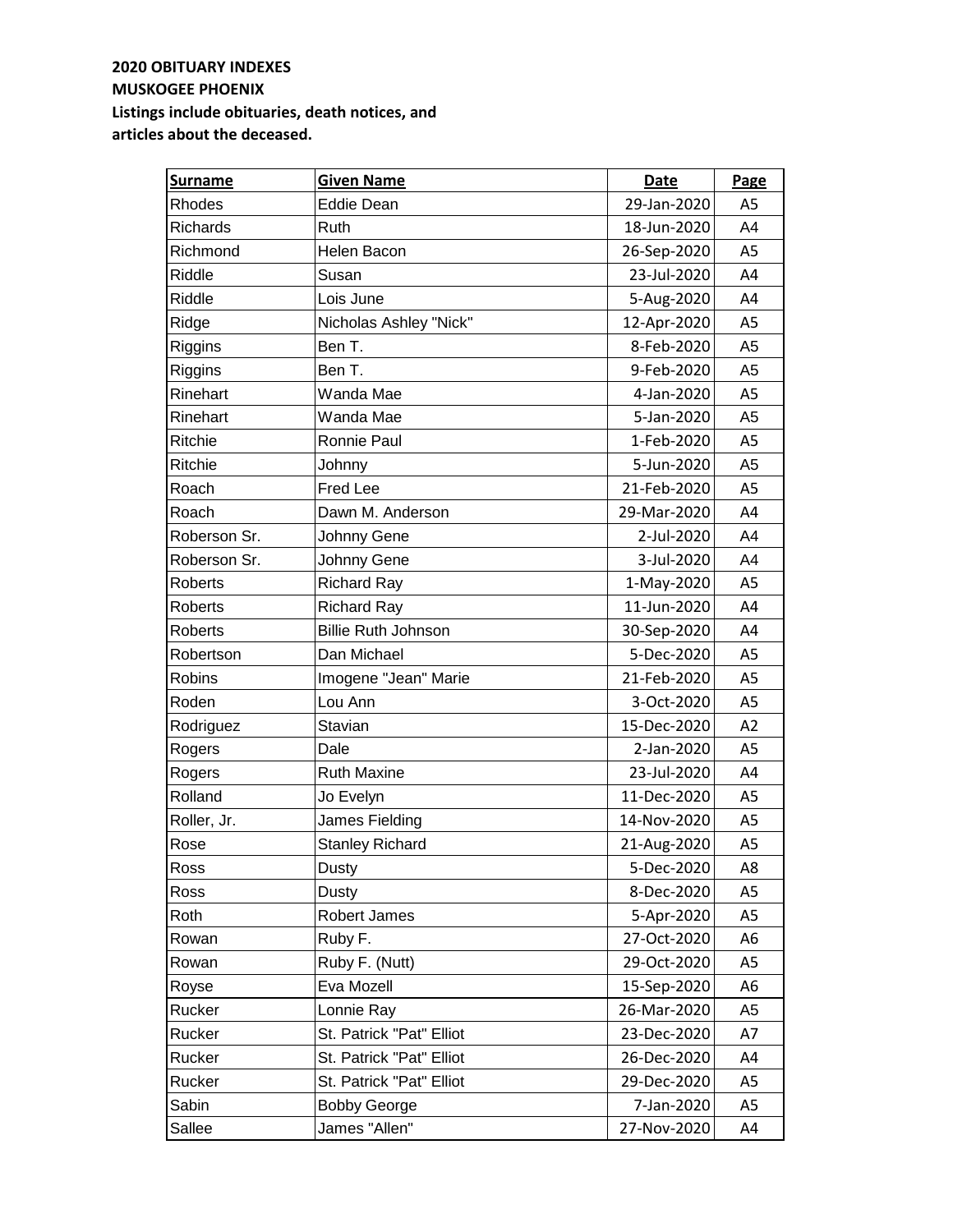**2020 OBITUARY INDEXES**
**MUSKOGEE PHOENIX**
**Listings include obituaries, death notices, and articles about the deceased.**

| Surname | Given Name | Date | Page |
|---|---|---|---|
| Rhodes | Eddie Dean | 29-Jan-2020 | A5 |
| Richards | Ruth | 18-Jun-2020 | A4 |
| Richmond | Helen Bacon | 26-Sep-2020 | A5 |
| Riddle | Susan | 23-Jul-2020 | A4 |
| Riddle | Lois June | 5-Aug-2020 | A4 |
| Ridge | Nicholas Ashley "Nick" | 12-Apr-2020 | A5 |
| Riggins | Ben T. | 8-Feb-2020 | A5 |
| Riggins | Ben T. | 9-Feb-2020 | A5 |
| Rinehart | Wanda Mae | 4-Jan-2020 | A5 |
| Rinehart | Wanda Mae | 5-Jan-2020 | A5 |
| Ritchie | Ronnie Paul | 1-Feb-2020 | A5 |
| Ritchie | Johnny | 5-Jun-2020 | A5 |
| Roach | Fred Lee | 21-Feb-2020 | A5 |
| Roach | Dawn M. Anderson | 29-Mar-2020 | A4 |
| Roberson Sr. | Johnny Gene | 2-Jul-2020 | A4 |
| Roberson Sr. | Johnny Gene | 3-Jul-2020 | A4 |
| Roberts | Richard Ray | 1-May-2020 | A5 |
| Roberts | Richard Ray | 11-Jun-2020 | A4 |
| Roberts | Billie Ruth Johnson | 30-Sep-2020 | A4 |
| Robertson | Dan Michael | 5-Dec-2020 | A5 |
| Robins | Imogene "Jean" Marie | 21-Feb-2020 | A5 |
| Roden | Lou Ann | 3-Oct-2020 | A5 |
| Rodriguez | Stavian | 15-Dec-2020 | A2 |
| Rogers | Dale | 2-Jan-2020 | A5 |
| Rogers | Ruth Maxine | 23-Jul-2020 | A4 |
| Rolland | Jo Evelyn | 11-Dec-2020 | A5 |
| Roller, Jr. | James Fielding | 14-Nov-2020 | A5 |
| Rose | Stanley Richard | 21-Aug-2020 | A5 |
| Ross | Dusty | 5-Dec-2020 | A8 |
| Ross | Dusty | 8-Dec-2020 | A5 |
| Roth | Robert James | 5-Apr-2020 | A5 |
| Rowan | Ruby F. | 27-Oct-2020 | A6 |
| Rowan | Ruby F. (Nutt) | 29-Oct-2020 | A5 |
| Royse | Eva Mozell | 15-Sep-2020 | A6 |
| Rucker | Lonnie Ray | 26-Mar-2020 | A5 |
| Rucker | St. Patrick "Pat" Elliot | 23-Dec-2020 | A7 |
| Rucker | St. Patrick "Pat" Elliot | 26-Dec-2020 | A4 |
| Rucker | St. Patrick "Pat" Elliot | 29-Dec-2020 | A5 |
| Sabin | Bobby George | 7-Jan-2020 | A5 |
| Sallee | James "Allen" | 27-Nov-2020 | A4 |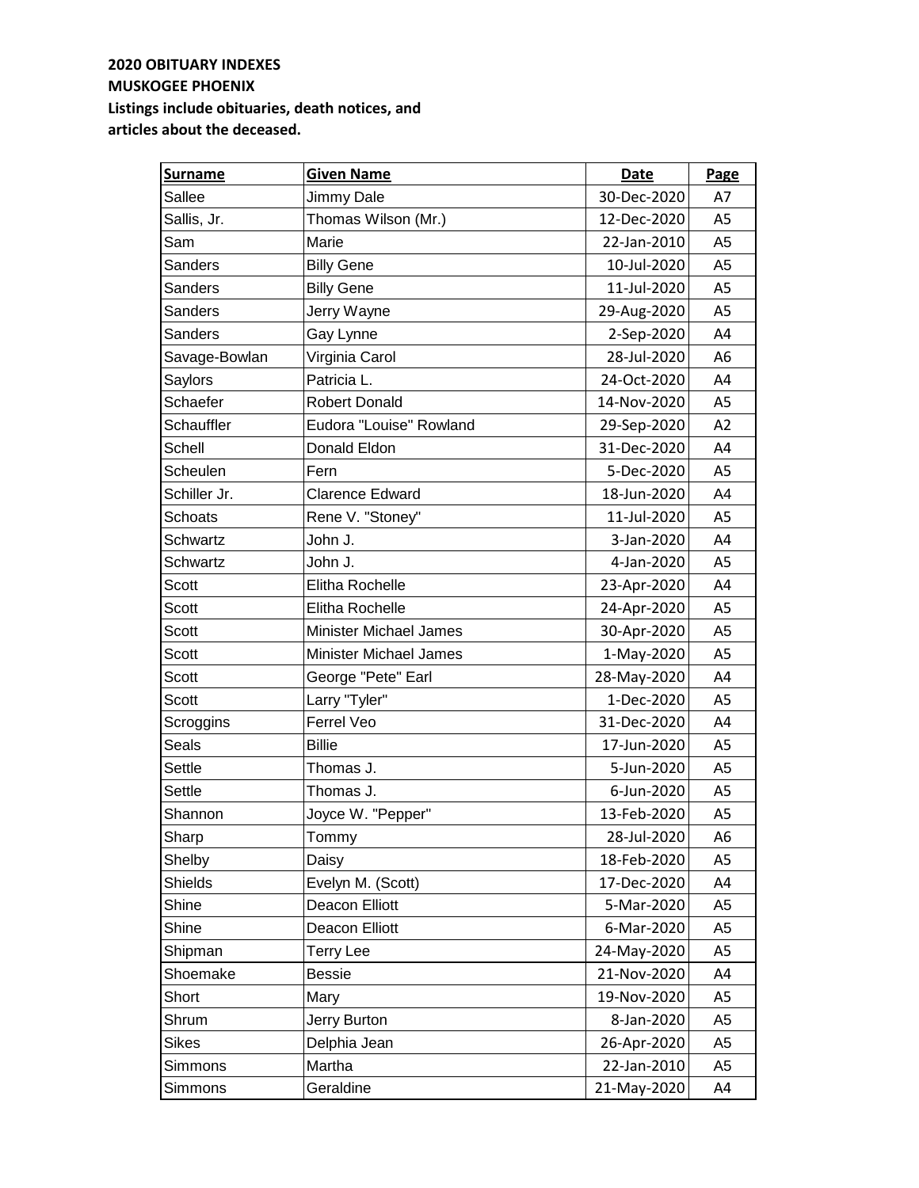**2020 OBITUARY INDEXES**
**MUSKOGEE PHOENIX**
**Listings include obituaries, death notices, and articles about the deceased.**

| Surname | Given Name | Date | Page |
|---|---|---|---|
| Sallee | Jimmy Dale | 30-Dec-2020 | A7 |
| Sallis, Jr. | Thomas Wilson (Mr.) | 12-Dec-2020 | A5 |
| Sam | Marie | 22-Jan-2010 | A5 |
| Sanders | Billy Gene | 10-Jul-2020 | A5 |
| Sanders | Billy Gene | 11-Jul-2020 | A5 |
| Sanders | Jerry Wayne | 29-Aug-2020 | A5 |
| Sanders | Gay Lynne | 2-Sep-2020 | A4 |
| Savage-Bowlan | Virginia Carol | 28-Jul-2020 | A6 |
| Saylors | Patricia L. | 24-Oct-2020 | A4 |
| Schaefer | Robert Donald | 14-Nov-2020 | A5 |
| Schauffler | Eudora "Louise" Rowland | 29-Sep-2020 | A2 |
| Schell | Donald Eldon | 31-Dec-2020 | A4 |
| Scheulen | Fern | 5-Dec-2020 | A5 |
| Schiller Jr. | Clarence Edward | 18-Jun-2020 | A4 |
| Schoats | Rene V. "Stoney" | 11-Jul-2020 | A5 |
| Schwartz | John J. | 3-Jan-2020 | A4 |
| Schwartz | John J. | 4-Jan-2020 | A5 |
| Scott | Elitha Rochelle | 23-Apr-2020 | A4 |
| Scott | Elitha Rochelle | 24-Apr-2020 | A5 |
| Scott | Minister Michael James | 30-Apr-2020 | A5 |
| Scott | Minister Michael James | 1-May-2020 | A5 |
| Scott | George "Pete" Earl | 28-May-2020 | A4 |
| Scott | Larry "Tyler" | 1-Dec-2020 | A5 |
| Scroggins | Ferrel Veo | 31-Dec-2020 | A4 |
| Seals | Billie | 17-Jun-2020 | A5 |
| Settle | Thomas J. | 5-Jun-2020 | A5 |
| Settle | Thomas J. | 6-Jun-2020 | A5 |
| Shannon | Joyce W. "Pepper" | 13-Feb-2020 | A5 |
| Sharp | Tommy | 28-Jul-2020 | A6 |
| Shelby | Daisy | 18-Feb-2020 | A5 |
| Shields | Evelyn M. (Scott) | 17-Dec-2020 | A4 |
| Shine | Deacon Elliott | 5-Mar-2020 | A5 |
| Shine | Deacon Elliott | 6-Mar-2020 | A5 |
| Shipman | Terry Lee | 24-May-2020 | A5 |
| Shoemake | Bessie | 21-Nov-2020 | A4 |
| Short | Mary | 19-Nov-2020 | A5 |
| Shrum | Jerry Burton | 8-Jan-2020 | A5 |
| Sikes | Delphia Jean | 26-Apr-2020 | A5 |
| Simmons | Martha | 22-Jan-2010 | A5 |
| Simmons | Geraldine | 21-May-2020 | A4 |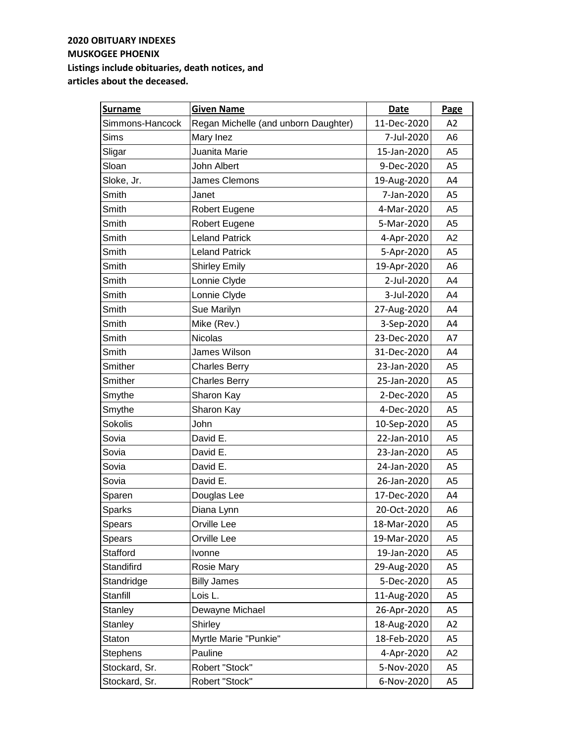**2020 OBITUARY INDEXES**
**MUSKOGEE PHOENIX**
**Listings include obituaries, death notices, and articles about the deceased.**

| Surname | Given Name | Date | Page |
|---|---|---|---|
| Simmons-Hancock | Regan Michelle (and unborn Daughter) | 11-Dec-2020 | A2 |
| Sims | Mary Inez | 7-Jul-2020 | A6 |
| Sligar | Juanita Marie | 15-Jan-2020 | A5 |
| Sloan | John Albert | 9-Dec-2020 | A5 |
| Sloke, Jr. | James Clemons | 19-Aug-2020 | A4 |
| Smith | Janet | 7-Jan-2020 | A5 |
| Smith | Robert Eugene | 4-Mar-2020 | A5 |
| Smith | Robert Eugene | 5-Mar-2020 | A5 |
| Smith | Leland Patrick | 4-Apr-2020 | A2 |
| Smith | Leland Patrick | 5-Apr-2020 | A5 |
| Smith | Shirley Emily | 19-Apr-2020 | A6 |
| Smith | Lonnie Clyde | 2-Jul-2020 | A4 |
| Smith | Lonnie Clyde | 3-Jul-2020 | A4 |
| Smith | Sue Marilyn | 27-Aug-2020 | A4 |
| Smith | Mike (Rev.) | 3-Sep-2020 | A4 |
| Smith | Nicolas | 23-Dec-2020 | A7 |
| Smith | James Wilson | 31-Dec-2020 | A4 |
| Smither | Charles Berry | 23-Jan-2020 | A5 |
| Smither | Charles Berry | 25-Jan-2020 | A5 |
| Smythe | Sharon Kay | 2-Dec-2020 | A5 |
| Smythe | Sharon Kay | 4-Dec-2020 | A5 |
| Sokolis | John | 10-Sep-2020 | A5 |
| Sovia | David E. | 22-Jan-2010 | A5 |
| Sovia | David E. | 23-Jan-2020 | A5 |
| Sovia | David E. | 24-Jan-2020 | A5 |
| Sovia | David E. | 26-Jan-2020 | A5 |
| Sparen | Douglas Lee | 17-Dec-2020 | A4 |
| Sparks | Diana Lynn | 20-Oct-2020 | A6 |
| Spears | Orville Lee | 18-Mar-2020 | A5 |
| Spears | Orville Lee | 19-Mar-2020 | A5 |
| Stafford | Ivonne | 19-Jan-2020 | A5 |
| Standifird | Rosie Mary | 29-Aug-2020 | A5 |
| Standridge | Billy James | 5-Dec-2020 | A5 |
| Stanfill | Lois L. | 11-Aug-2020 | A5 |
| Stanley | Dewayne Michael | 26-Apr-2020 | A5 |
| Stanley | Shirley | 18-Aug-2020 | A2 |
| Staton | Myrtle Marie "Punkie" | 18-Feb-2020 | A5 |
| Stephens | Pauline | 4-Apr-2020 | A2 |
| Stockard, Sr. | Robert "Stock" | 5-Nov-2020 | A5 |
| Stockard, Sr. | Robert "Stock" | 6-Nov-2020 | A5 |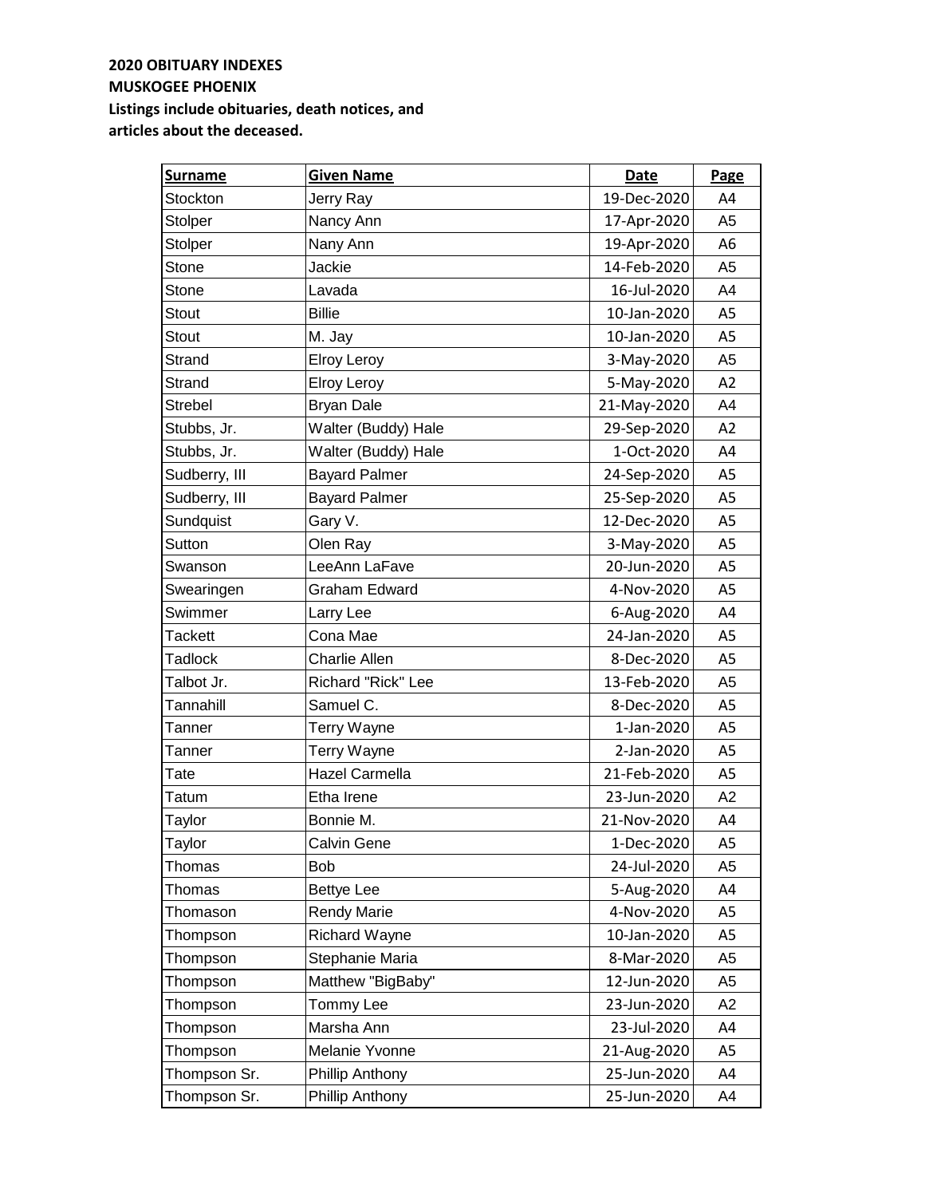**2020 OBITUARY INDEXES**
**MUSKOGEE PHOENIX**
**Listings include obituaries, death notices, and articles about the deceased.**

| Surname | Given Name | Date | Page |
|---|---|---|---|
| Stockton | Jerry Ray | 19-Dec-2020 | A4 |
| Stolper | Nancy Ann | 17-Apr-2020 | A5 |
| Stolper | Nany Ann | 19-Apr-2020 | A6 |
| Stone | Jackie | 14-Feb-2020 | A5 |
| Stone | Lavada | 16-Jul-2020 | A4 |
| Stout | Billie | 10-Jan-2020 | A5 |
| Stout | M. Jay | 10-Jan-2020 | A5 |
| Strand | Elroy Leroy | 3-May-2020 | A5 |
| Strand | Elroy Leroy | 5-May-2020 | A2 |
| Strebel | Bryan Dale | 21-May-2020 | A4 |
| Stubbs, Jr. | Walter (Buddy) Hale | 29-Sep-2020 | A2 |
| Stubbs, Jr. | Walter (Buddy) Hale | 1-Oct-2020 | A4 |
| Sudberry, III | Bayard Palmer | 24-Sep-2020 | A5 |
| Sudberry, III | Bayard Palmer | 25-Sep-2020 | A5 |
| Sundquist | Gary V. | 12-Dec-2020 | A5 |
| Sutton | Olen Ray | 3-May-2020 | A5 |
| Swanson | LeeAnn LaFave | 20-Jun-2020 | A5 |
| Swearingen | Graham Edward | 4-Nov-2020 | A5 |
| Swimmer | Larry Lee | 6-Aug-2020 | A4 |
| Tackett | Cona Mae | 24-Jan-2020 | A5 |
| Tadlock | Charlie Allen | 8-Dec-2020 | A5 |
| Talbot Jr. | Richard "Rick" Lee | 13-Feb-2020 | A5 |
| Tannahill | Samuel C. | 8-Dec-2020 | A5 |
| Tanner | Terry Wayne | 1-Jan-2020 | A5 |
| Tanner | Terry Wayne | 2-Jan-2020 | A5 |
| Tate | Hazel Carmella | 21-Feb-2020 | A5 |
| Tatum | Etha Irene | 23-Jun-2020 | A2 |
| Taylor | Bonnie M. | 21-Nov-2020 | A4 |
| Taylor | Calvin Gene | 1-Dec-2020 | A5 |
| Thomas | Bob | 24-Jul-2020 | A5 |
| Thomas | Bettye Lee | 5-Aug-2020 | A4 |
| Thomason | Rendy Marie | 4-Nov-2020 | A5 |
| Thompson | Richard Wayne | 10-Jan-2020 | A5 |
| Thompson | Stephanie Maria | 8-Mar-2020 | A5 |
| Thompson | Matthew "BigBaby" | 12-Jun-2020 | A5 |
| Thompson | Tommy Lee | 23-Jun-2020 | A2 |
| Thompson | Marsha Ann | 23-Jul-2020 | A4 |
| Thompson | Melanie Yvonne | 21-Aug-2020 | A5 |
| Thompson Sr. | Phillip Anthony | 25-Jun-2020 | A4 |
| Thompson Sr. | Phillip Anthony | 25-Jun-2020 | A4 |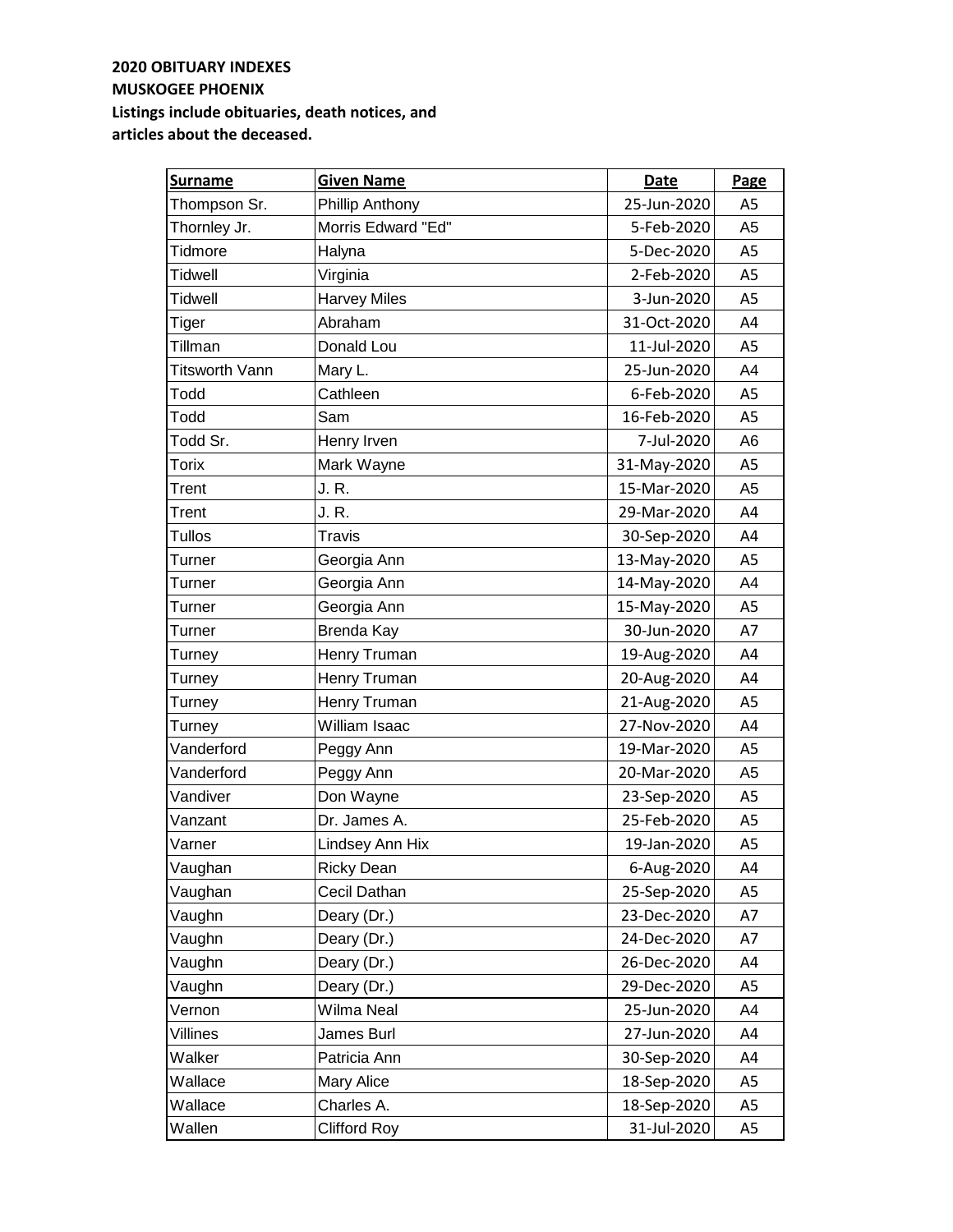**2020 OBITUARY INDEXES**
**MUSKOGEE PHOENIX**
**Listings include obituaries, death notices, and articles about the deceased.**

| Surname | Given Name | Date | Page |
|---|---|---|---|
| Thompson Sr. | Phillip Anthony | 25-Jun-2020 | A5 |
| Thornley Jr. | Morris Edward "Ed" | 5-Feb-2020 | A5 |
| Tidmore | Halyna | 5-Dec-2020 | A5 |
| Tidwell | Virginia | 2-Feb-2020 | A5 |
| Tidwell | Harvey Miles | 3-Jun-2020 | A5 |
| Tiger | Abraham | 31-Oct-2020 | A4 |
| Tillman | Donald Lou | 11-Jul-2020 | A5 |
| Titsworth Vann | Mary L. | 25-Jun-2020 | A4 |
| Todd | Cathleen | 6-Feb-2020 | A5 |
| Todd | Sam | 16-Feb-2020 | A5 |
| Todd Sr. | Henry Irven | 7-Jul-2020 | A6 |
| Torix | Mark Wayne | 31-May-2020 | A5 |
| Trent | J. R. | 15-Mar-2020 | A5 |
| Trent | J. R. | 29-Mar-2020 | A4 |
| Tullos | Travis | 30-Sep-2020 | A4 |
| Turner | Georgia Ann | 13-May-2020 | A5 |
| Turner | Georgia Ann | 14-May-2020 | A4 |
| Turner | Georgia Ann | 15-May-2020 | A5 |
| Turner | Brenda Kay | 30-Jun-2020 | A7 |
| Turney | Henry Truman | 19-Aug-2020 | A4 |
| Turney | Henry Truman | 20-Aug-2020 | A4 |
| Turney | Henry Truman | 21-Aug-2020 | A5 |
| Turney | William Isaac | 27-Nov-2020 | A4 |
| Vanderford | Peggy Ann | 19-Mar-2020 | A5 |
| Vanderford | Peggy Ann | 20-Mar-2020 | A5 |
| Vandiver | Don Wayne | 23-Sep-2020 | A5 |
| Vanzant | Dr. James A. | 25-Feb-2020 | A5 |
| Varner | Lindsey Ann Hix | 19-Jan-2020 | A5 |
| Vaughan | Ricky Dean | 6-Aug-2020 | A4 |
| Vaughan | Cecil Dathan | 25-Sep-2020 | A5 |
| Vaughn | Deary (Dr.) | 23-Dec-2020 | A7 |
| Vaughn | Deary (Dr.) | 24-Dec-2020 | A7 |
| Vaughn | Deary (Dr.) | 26-Dec-2020 | A4 |
| Vaughn | Deary (Dr.) | 29-Dec-2020 | A5 |
| Vernon | Wilma Neal | 25-Jun-2020 | A4 |
| Villines | James Burl | 27-Jun-2020 | A4 |
| Walker | Patricia Ann | 30-Sep-2020 | A4 |
| Wallace | Mary Alice | 18-Sep-2020 | A5 |
| Wallace | Charles A. | 18-Sep-2020 | A5 |
| Wallen | Clifford Roy | 31-Jul-2020 | A5 |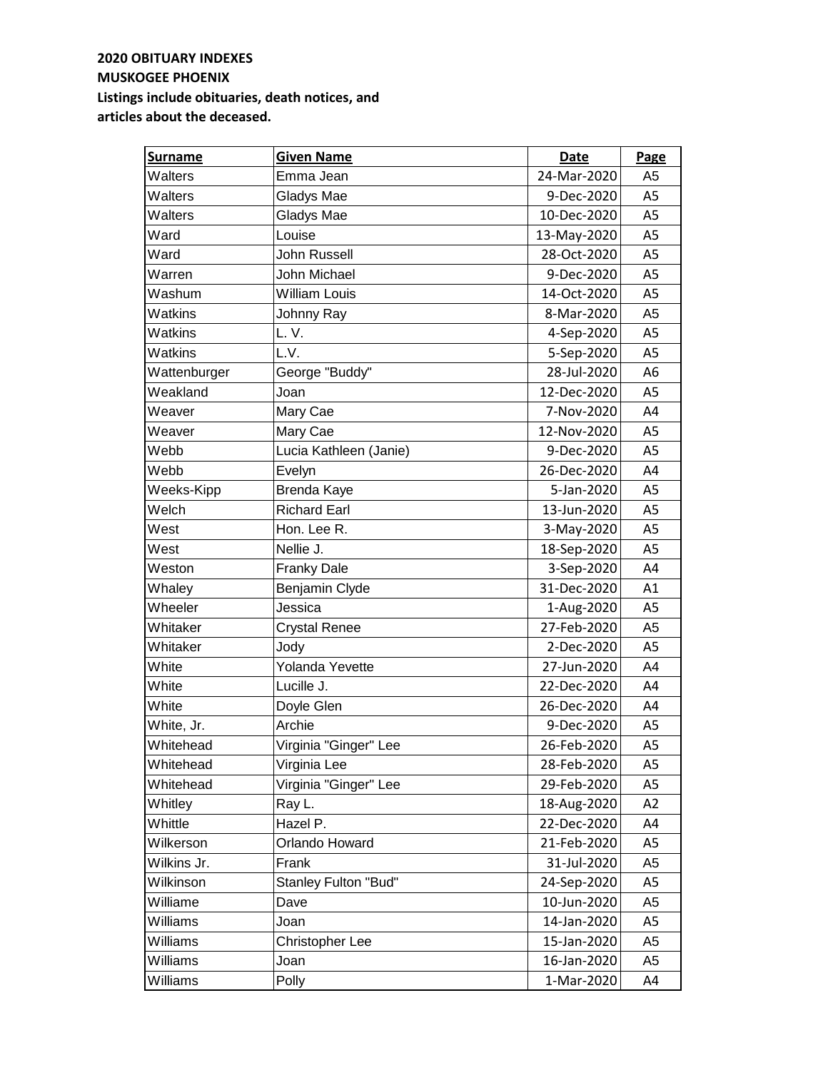**2020 OBITUARY INDEXES**
**MUSKOGEE PHOENIX**
**Listings include obituaries, death notices, and articles about the deceased.**

| Surname | Given Name | Date | Page |
|---|---|---|---|
| Walters | Emma Jean | 24-Mar-2020 | A5 |
| Walters | Gladys Mae | 9-Dec-2020 | A5 |
| Walters | Gladys Mae | 10-Dec-2020 | A5 |
| Ward | Louise | 13-May-2020 | A5 |
| Ward | John Russell | 28-Oct-2020 | A5 |
| Warren | John Michael | 9-Dec-2020 | A5 |
| Washum | William Louis | 14-Oct-2020 | A5 |
| Watkins | Johnny Ray | 8-Mar-2020 | A5 |
| Watkins | L. V. | 4-Sep-2020 | A5 |
| Watkins | L.V. | 5-Sep-2020 | A5 |
| Wattenburger | George "Buddy" | 28-Jul-2020 | A6 |
| Weakland | Joan | 12-Dec-2020 | A5 |
| Weaver | Mary Cae | 7-Nov-2020 | A4 |
| Weaver | Mary Cae | 12-Nov-2020 | A5 |
| Webb | Lucia Kathleen (Janie) | 9-Dec-2020 | A5 |
| Webb | Evelyn | 26-Dec-2020 | A4 |
| Weeks-Kipp | Brenda Kaye | 5-Jan-2020 | A5 |
| Welch | Richard Earl | 13-Jun-2020 | A5 |
| West | Hon. Lee R. | 3-May-2020 | A5 |
| West | Nellie J. | 18-Sep-2020 | A5 |
| Weston | Franky Dale | 3-Sep-2020 | A4 |
| Whaley | Benjamin Clyde | 31-Dec-2020 | A1 |
| Wheeler | Jessica | 1-Aug-2020 | A5 |
| Whitaker | Crystal Renee | 27-Feb-2020 | A5 |
| Whitaker | Jody | 2-Dec-2020 | A5 |
| White | Yolanda Yevette | 27-Jun-2020 | A4 |
| White | Lucille J. | 22-Dec-2020 | A4 |
| White | Doyle Glen | 26-Dec-2020 | A4 |
| White, Jr. | Archie | 9-Dec-2020 | A5 |
| Whitehead | Virginia "Ginger" Lee | 26-Feb-2020 | A5 |
| Whitehead | Virginia Lee | 28-Feb-2020 | A5 |
| Whitehead | Virginia "Ginger" Lee | 29-Feb-2020 | A5 |
| Whitley | Ray L. | 18-Aug-2020 | A2 |
| Whittle | Hazel P. | 22-Dec-2020 | A4 |
| Wilkerson | Orlando Howard | 21-Feb-2020 | A5 |
| Wilkins Jr. | Frank | 31-Jul-2020 | A5 |
| Wilkinson | Stanley Fulton "Bud" | 24-Sep-2020 | A5 |
| Williame | Dave | 10-Jun-2020 | A5 |
| Williams | Joan | 14-Jan-2020 | A5 |
| Williams | Christopher Lee | 15-Jan-2020 | A5 |
| Williams | Joan | 16-Jan-2020 | A5 |
| Williams | Polly | 1-Mar-2020 | A4 |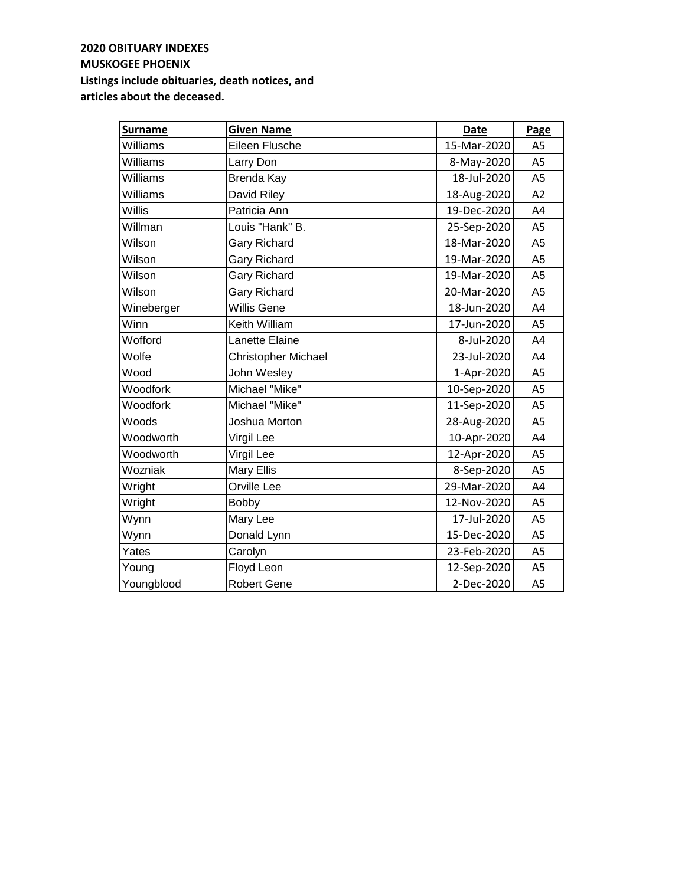**2020 OBITUARY INDEXES**
**MUSKOGEE PHOENIX**
**Listings include obituaries, death notices, and articles about the deceased.**

| Surname | Given Name | Date | Page |
|---|---|---|---|
| Williams | Eileen Flusche | 15-Mar-2020 | A5 |
| Williams | Larry Don | 8-May-2020 | A5 |
| Williams | Brenda Kay | 18-Jul-2020 | A5 |
| Williams | David Riley | 18-Aug-2020 | A2 |
| Willis | Patricia Ann | 19-Dec-2020 | A4 |
| Willman | Louis "Hank" B. | 25-Sep-2020 | A5 |
| Wilson | Gary Richard | 18-Mar-2020 | A5 |
| Wilson | Gary Richard | 19-Mar-2020 | A5 |
| Wilson | Gary Richard | 19-Mar-2020 | A5 |
| Wilson | Gary Richard | 20-Mar-2020 | A5 |
| Wineberger | Willis Gene | 18-Jun-2020 | A4 |
| Winn | Keith William | 17-Jun-2020 | A5 |
| Wofford | Lanette Elaine | 8-Jul-2020 | A4 |
| Wolfe | Christopher Michael | 23-Jul-2020 | A4 |
| Wood | John Wesley | 1-Apr-2020 | A5 |
| Woodfork | Michael "Mike" | 10-Sep-2020 | A5 |
| Woodfork | Michael "Mike" | 11-Sep-2020 | A5 |
| Woods | Joshua Morton | 28-Aug-2020 | A5 |
| Woodworth | Virgil Lee | 10-Apr-2020 | A4 |
| Woodworth | Virgil Lee | 12-Apr-2020 | A5 |
| Wozniak | Mary Ellis | 8-Sep-2020 | A5 |
| Wright | Orville Lee | 29-Mar-2020 | A4 |
| Wright | Bobby | 12-Nov-2020 | A5 |
| Wynn | Mary Lee | 17-Jul-2020 | A5 |
| Wynn | Donald Lynn | 15-Dec-2020 | A5 |
| Yates | Carolyn | 23-Feb-2020 | A5 |
| Young | Floyd Leon | 12-Sep-2020 | A5 |
| Youngblood | Robert Gene | 2-Dec-2020 | A5 |